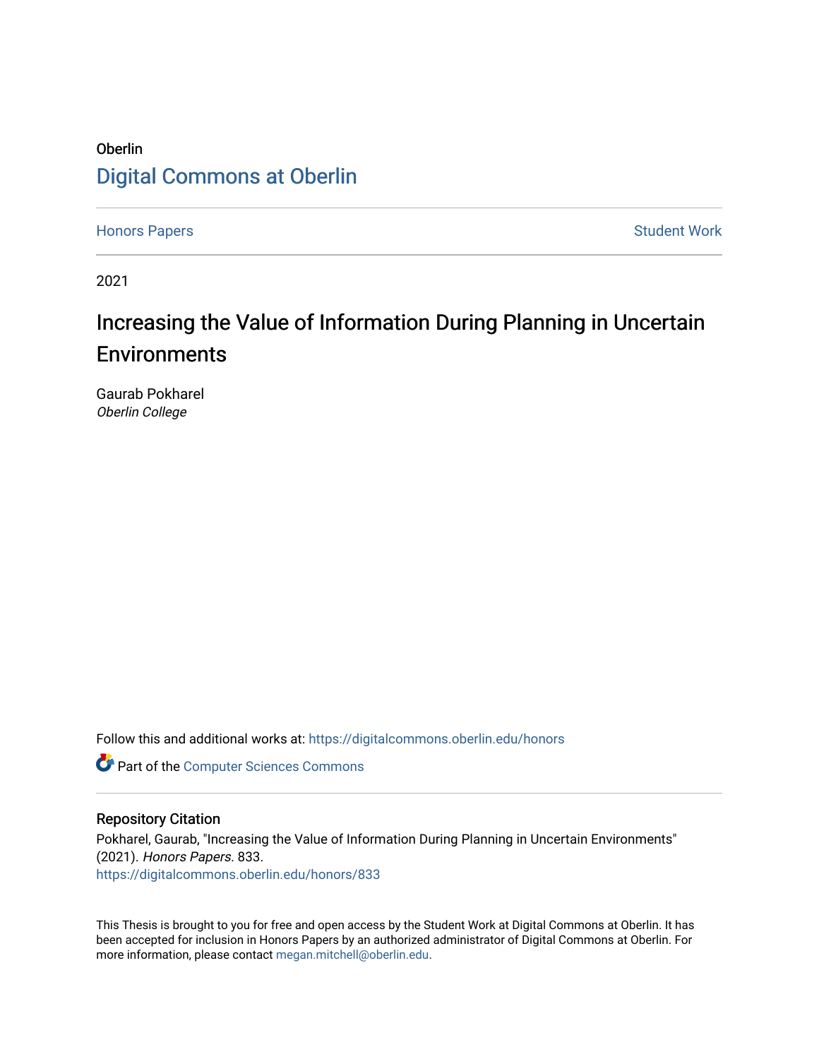Oberlin

Digital Commons at Oberlin

Honors Papers | Student Work

2021

# Increasing the Value of Information During Planning in Uncertain Environments

Gaurab Pokharel
*Oberlin College*

Follow this and additional works at: https://digitalcommons.oberlin.edu/honors

Part of the Computer Sciences Commons

## Repository Citation

Pokharel, Gaurab, "Increasing the Value of Information During Planning in Uncertain Environments" (2021). *Honors Papers*. 833.
https://digitalcommons.oberlin.edu/honors/833

This Thesis is brought to you for free and open access by the Student Work at Digital Commons at Oberlin. It has been accepted for inclusion in Honors Papers by an authorized administrator of Digital Commons at Oberlin. For more information, please contact megan.mitchell@oberlin.edu.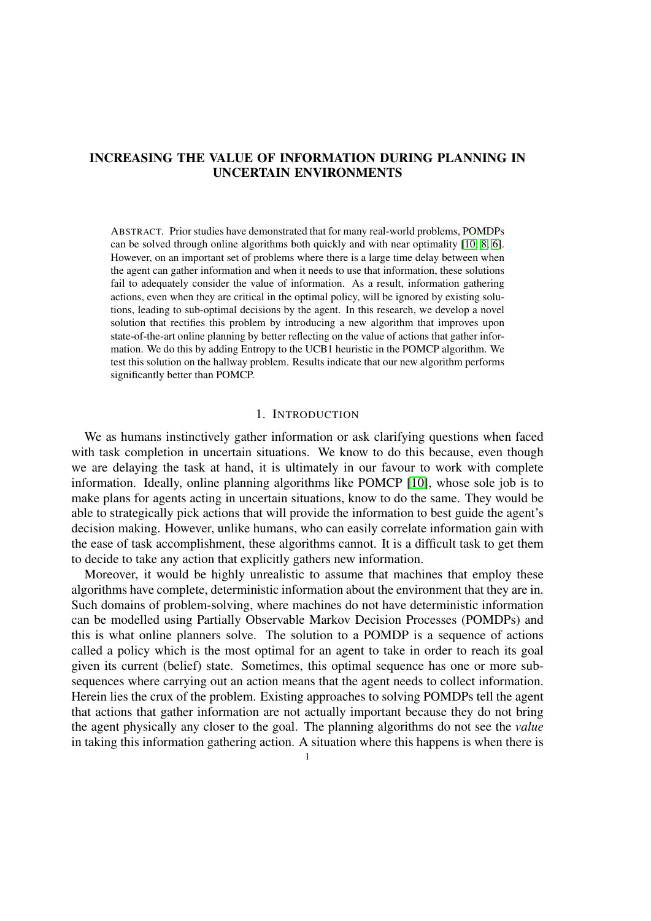# INCREASING THE VALUE OF INFORMATION DURING PLANNING IN UNCERTAIN ENVIRONMENTS

ABSTRACT. Prior studies have demonstrated that for many real-world problems, POMDPs can be solved through online algorithms both quickly and with near optimality [10, 8, 6]. However, on an important set of problems where there is a large time delay between when the agent can gather information and when it needs to use that information, these solutions fail to adequately consider the value of information. As a result, information gathering actions, even when they are critical in the optimal policy, will be ignored by existing solutions, leading to sub-optimal decisions by the agent. In this research, we develop a novel solution that rectifies this problem by introducing a new algorithm that improves upon state-of-the-art online planning by better reflecting on the value of actions that gather information. We do this by adding Entropy to the UCB1 heuristic in the POMCP algorithm. We test this solution on the hallway problem. Results indicate that our new algorithm performs significantly better than POMCP.

## 1. INTRODUCTION

We as humans instinctively gather information or ask clarifying questions when faced with task completion in uncertain situations. We know to do this because, even though we are delaying the task at hand, it is ultimately in our favour to work with complete information. Ideally, online planning algorithms like POMCP [10], whose sole job is to make plans for agents acting in uncertain situations, know to do the same. They would be able to strategically pick actions that will provide the information to best guide the agent's decision making. However, unlike humans, who can easily correlate information gain with the ease of task accomplishment, these algorithms cannot. It is a difficult task to get them to decide to take any action that explicitly gathers new information.

Moreover, it would be highly unrealistic to assume that machines that employ these algorithms have complete, deterministic information about the environment that they are in. Such domains of problem-solving, where machines do not have deterministic information can be modelled using Partially Observable Markov Decision Processes (POMDPs) and this is what online planners solve. The solution to a POMDP is a sequence of actions called a policy which is the most optimal for an agent to take in order to reach its goal given its current (belief) state. Sometimes, this optimal sequence has one or more subsequences where carrying out an action means that the agent needs to collect information. Herein lies the crux of the problem. Existing approaches to solving POMDPs tell the agent that actions that gather information are not actually important because they do not bring the agent physically any closer to the goal. The planning algorithms do not see the *value* in taking this information gathering action. A situation where this happens is when there is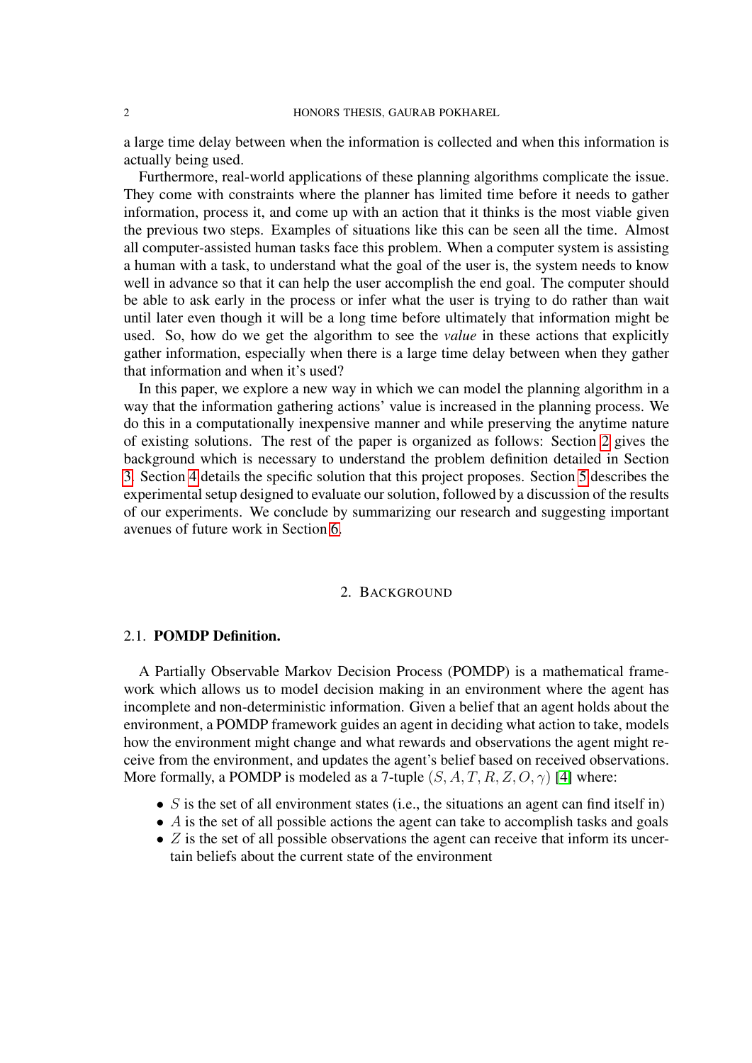a large time delay between when the information is collected and when this information is actually being used.

Furthermore, real-world applications of these planning algorithms complicate the issue. They come with constraints where the planner has limited time before it needs to gather information, process it, and come up with an action that it thinks is the most viable given the previous two steps. Examples of situations like this can be seen all the time. Almost all computer-assisted human tasks face this problem. When a computer system is assisting a human with a task, to understand what the goal of the user is, the system needs to know well in advance so that it can help the user accomplish the end goal. The computer should be able to ask early in the process or infer what the user is trying to do rather than wait until later even though it will be a long time before ultimately that information might be used. So, how do we get the algorithm to see the *value* in these actions that explicitly gather information, especially when there is a large time delay between when they gather that information and when it's used?

In this paper, we explore a new way in which we can model the planning algorithm in a way that the information gathering actions' value is increased in the planning process. We do this in a computationally inexpensive manner and while preserving the anytime nature of existing solutions. The rest of the paper is organized as follows: Section 2 gives the background which is necessary to understand the problem definition detailed in Section 3. Section 4 details the specific solution that this project proposes. Section 5 describes the experimental setup designed to evaluate our solution, followed by a discussion of the results of our experiments. We conclude by summarizing our research and suggesting important avenues of future work in Section 6.

## 2. Background

### 2.1. POMDP Definition.

A Partially Observable Markov Decision Process (POMDP) is a mathematical framework which allows us to model decision making in an environment where the agent has incomplete and non-deterministic information. Given a belief that an agent holds about the environment, a POMDP framework guides an agent in deciding what action to take, models how the environment might change and what rewards and observations the agent might receive from the environment, and updates the agent's belief based on received observations. More formally, a POMDP is modeled as a 7-tuple $(S, A, T, R, Z, O, \gamma)$ [4] where:

- $S$ is the set of all environment states (i.e., the situations an agent can find itself in)
- $A$ is the set of all possible actions the agent can take to accomplish tasks and goals
- $Z$ is the set of all possible observations the agent can receive that inform its uncertain beliefs about the current state of the environment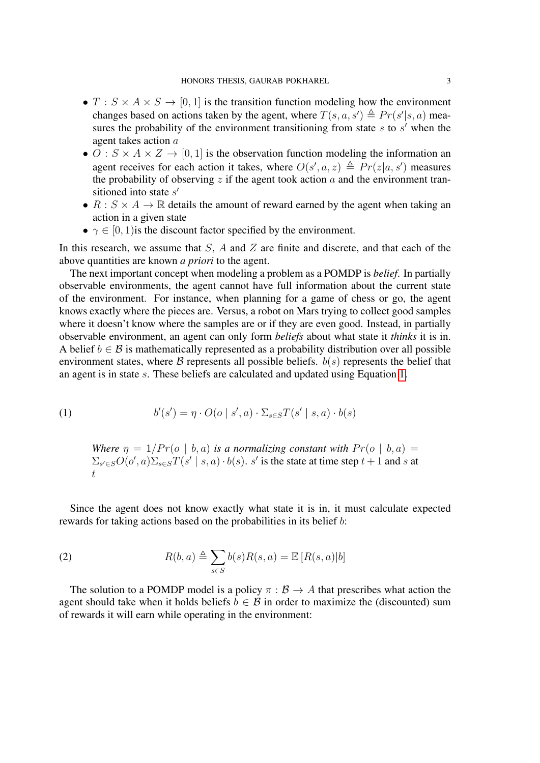- $T : S \times A \times S \to [0, 1]$ is the transition function modeling how the environment changes based on actions taken by the agent, where $T(s, a, s') \triangleq Pr(s'|s, a)$ measures the probability of the environment transitioning from state $s$ to $s'$ when the agent takes action $a$
- $O : S \times A \times Z \to [0, 1]$ is the observation function modeling the information an agent receives for each action it takes, where $O(s', a, z) \triangleq Pr(z|a, s')$ measures the probability of observing $z$ if the agent took action $a$ and the environment transitioned into state $s'$
- $R : S \times A \to \mathbb{R}$ details the amount of reward earned by the agent when taking an action in a given state
- $\gamma \in [0, 1)$is the discount factor specified by the environment.

In this research, we assume that $S$, $A$ and $Z$ are finite and discrete, and that each of the above quantities are known *a priori* to the agent.

The next important concept when modeling a problem as a POMDP is *belief*. In partially observable environments, the agent cannot have full information about the current state of the environment. For instance, when planning for a game of chess or go, the agent knows exactly where the pieces are. Versus, a robot on Mars trying to collect good samples where it doesn't know where the samples are or if they are even good. Instead, in partially observable environment, an agent can only form *beliefs* about what state it *thinks* it is in. A belief $b \in \mathcal{B}$ is mathematically represented as a probability distribution over all possible environment states, where $\mathcal{B}$ represents all possible beliefs. $b(s)$ represents the belief that an agent is in state $s$. These beliefs are calculated and updated using Equation 1.

$$b'(s') = \eta \cdot O(o \mid s', a) \cdot \Sigma_{s \in S} T(s' \mid s, a) \cdot b(s) \tag{1}$$

*Where* $\eta = 1/Pr(o \mid b, a)$ *is a normalizing constant with* $Pr(o \mid b, a) = \Sigma_{s' \in S} O(o', a) \Sigma_{s \in S} T(s' \mid s, a) \cdot b(s)$. $s'$ is the state at time step $t + 1$ and $s$ at $t$

Since the agent does not know exactly what state it is in, it must calculate expected rewards for taking actions based on the probabilities in its belief $b$:

$$R(b, a) \triangleq \sum_{s \in S} b(s) R(s, a) = \mathbb{E}\left[R(s, a) | b\right] \tag{2}$$

The solution to a POMDP model is a policy $\pi : \mathcal{B} \to A$ that prescribes what action the agent should take when it holds beliefs $b \in \mathcal{B}$ in order to maximize the (discounted) sum of rewards it will earn while operating in the environment: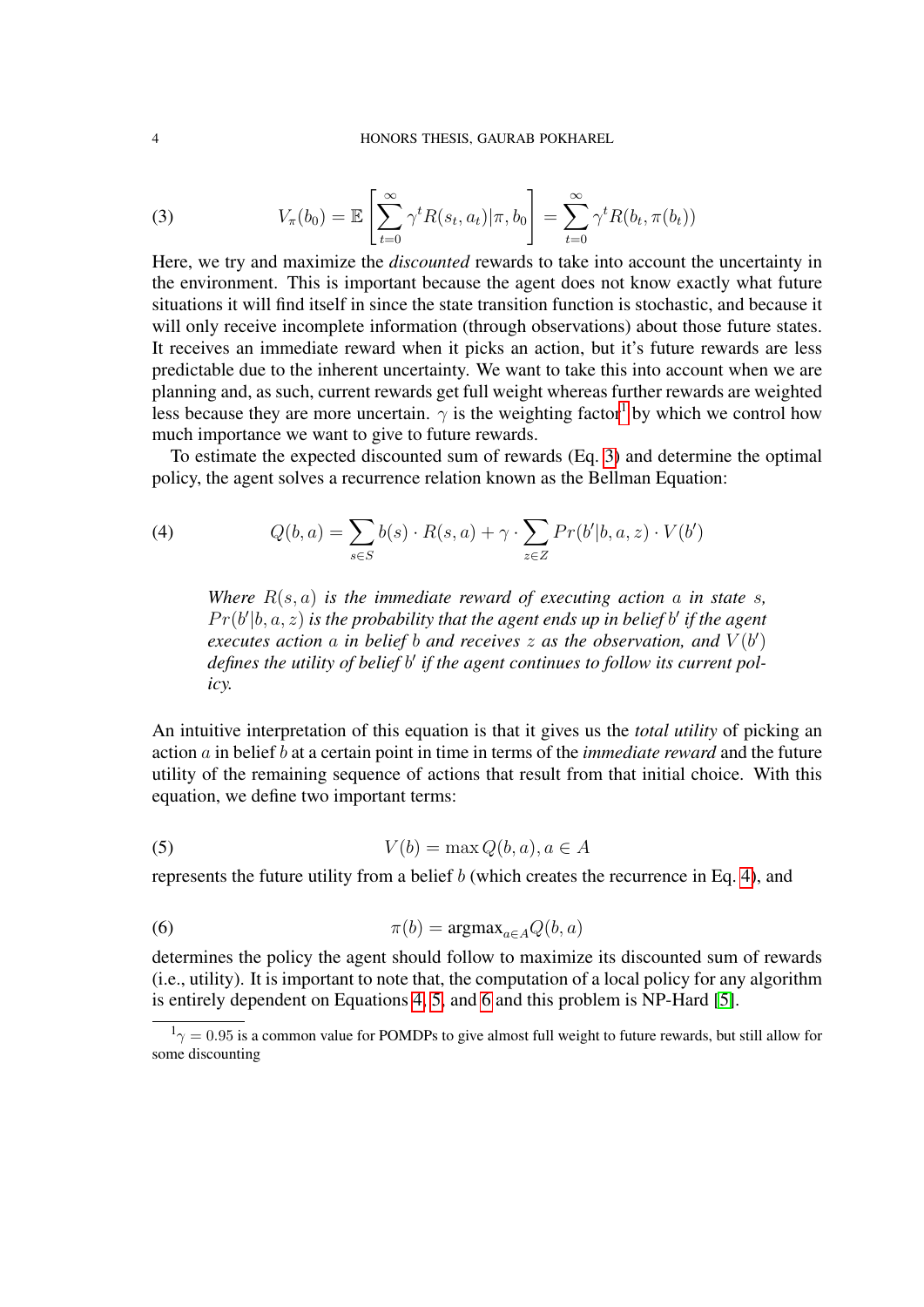$$V_{\pi}(b_0) = \mathbb{E}\left[\sum_{t=0}^{\infty} \gamma^t R(s_t, a_t) | \pi, b_0\right] = \sum_{t=0}^{\infty} \gamma^t R(b_t, \pi(b_t)) \tag{3}$$

Here, we try and maximize the *discounted* rewards to take into account the uncertainty in the environment. This is important because the agent does not know exactly what future situations it will find itself in since the state transition function is stochastic, and because it will only receive incomplete information (through observations) about those future states. It receives an immediate reward when it picks an action, but it's future rewards are less predictable due to the inherent uncertainty. We want to take this into account when we are planning and, as such, current rewards get full weight whereas further rewards are weighted less because they are more uncertain. $\gamma$ is the weighting factor[1] by which we control how much importance we want to give to future rewards.

To estimate the expected discounted sum of rewards (Eq. 3) and determine the optimal policy, the agent solves a recurrence relation known as the Bellman Equation:

$$Q(b, a) = \sum_{s \in S} b(s) \cdot R(s, a) + \gamma \cdot \sum_{z \in Z} Pr(b'|b, a, z) \cdot V(b') \tag{4}$$

> *Where $R(s, a)$ is the immediate reward of executing action $a$ in state $s$, $Pr(b'|b, a, z)$ is the probability that the agent ends up in belief $b'$ if the agent executes action $a$ in belief $b$ and receives $z$ as the observation, and $V(b')$ defines the utility of belief $b'$ if the agent continues to follow its current policy.*

An intuitive interpretation of this equation is that it gives us the *total utility* of picking an action $a$ in belief $b$ at a certain point in time in terms of the *immediate reward* and the future utility of the remaining sequence of actions that result from that initial choice. With this equation, we define two important terms:

$$V(b) = \max Q(b, a), a \in A \tag{5}$$

represents the future utility from a belief $b$ (which creates the recurrence in Eq. 4), and

$$\pi(b) = \text{argmax}_{a \in A} Q(b, a) \tag{6}$$

determines the policy the agent should follow to maximize its discounted sum of rewards (i.e., utility). It is important to note that, the computation of a local policy for any algorithm is entirely dependent on Equations 4, 5, and 6 and this problem is NP-Hard [5].

[1] $\gamma = 0.95$ is a common value for POMDPs to give almost full weight to future rewards, but still allow for some discounting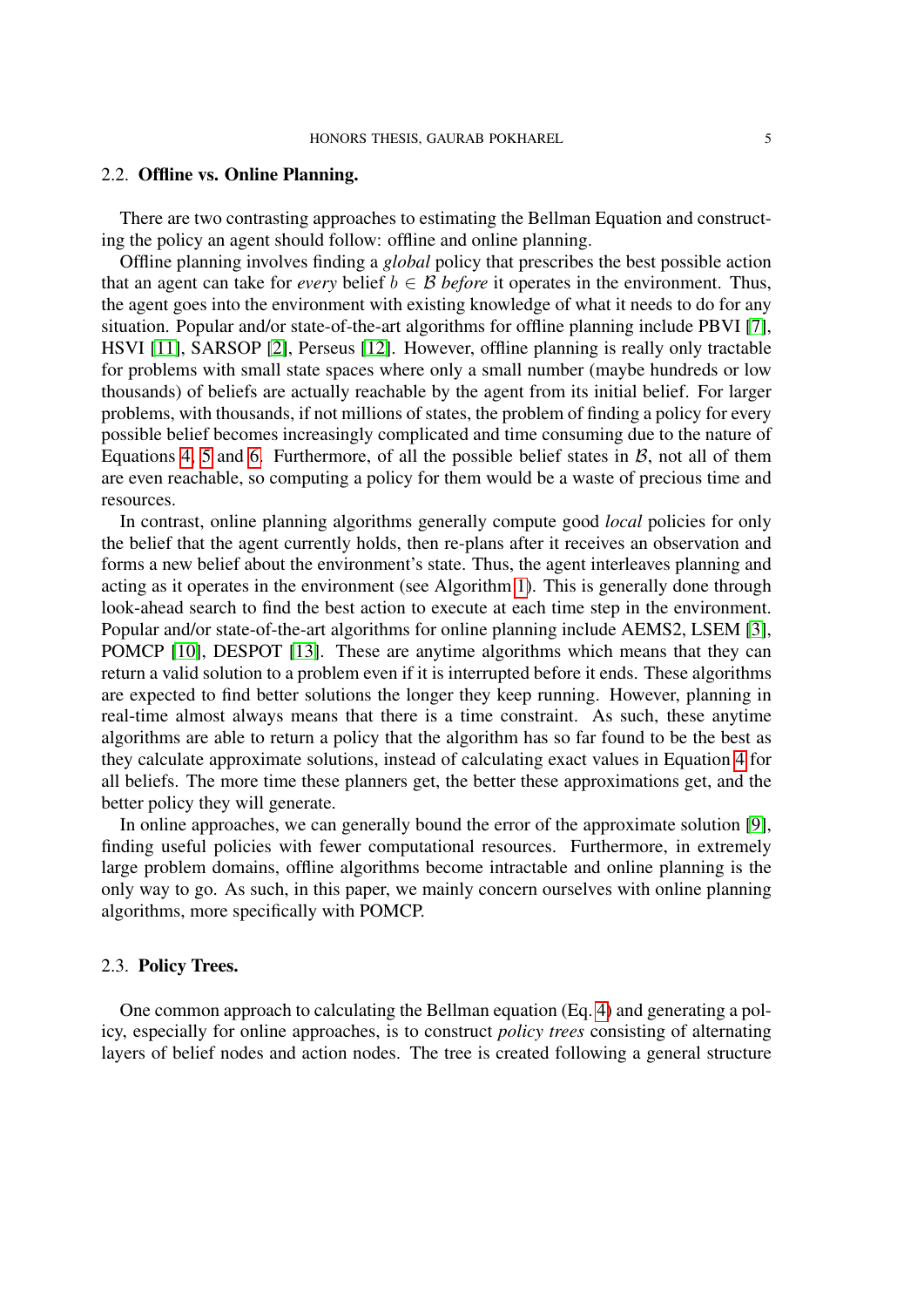### 2.2. **Offline vs. Online Planning.**

There are two contrasting approaches to estimating the Bellman Equation and constructing the policy an agent should follow: offline and online planning.

Offline planning involves finding a *global* policy that prescribes the best possible action that an agent can take for *every* belief $b \in \mathcal{B}$ *before* it operates in the environment. Thus, the agent goes into the environment with existing knowledge of what it needs to do for any situation. Popular and/or state-of-the-art algorithms for offline planning include PBVI [7], HSVI [11], SARSOP [2], Perseus [12]. However, offline planning is really only tractable for problems with small state spaces where only a small number (maybe hundreds or low thousands) of beliefs are actually reachable by the agent from its initial belief. For larger problems, with thousands, if not millions of states, the problem of finding a policy for every possible belief becomes increasingly complicated and time consuming due to the nature of Equations 4, 5 and 6. Furthermore, of all the possible belief states in $\mathcal{B}$, not all of them are even reachable, so computing a policy for them would be a waste of precious time and resources.

In contrast, online planning algorithms generally compute good *local* policies for only the belief that the agent currently holds, then re-plans after it receives an observation and forms a new belief about the environment's state. Thus, the agent interleaves planning and acting as it operates in the environment (see Algorithm 1). This is generally done through look-ahead search to find the best action to execute at each time step in the environment. Popular and/or state-of-the-art algorithms for online planning include AEMS2, LSEM [3], POMCP [10], DESPOT [13]. These are anytime algorithms which means that they can return a valid solution to a problem even if it is interrupted before it ends. These algorithms are expected to find better solutions the longer they keep running. However, planning in real-time almost always means that there is a time constraint. As such, these anytime algorithms are able to return a policy that the algorithm has so far found to be the best as they calculate approximate solutions, instead of calculating exact values in Equation 4 for all beliefs. The more time these planners get, the better these approximations get, and the better policy they will generate.

In online approaches, we can generally bound the error of the approximate solution [9], finding useful policies with fewer computational resources. Furthermore, in extremely large problem domains, offline algorithms become intractable and online planning is the only way to go. As such, in this paper, we mainly concern ourselves with online planning algorithms, more specifically with POMCP.

### 2.3. **Policy Trees.**

One common approach to calculating the Bellman equation (Eq. 4) and generating a policy, especially for online approaches, is to construct *policy trees* consisting of alternating layers of belief nodes and action nodes. The tree is created following a general structure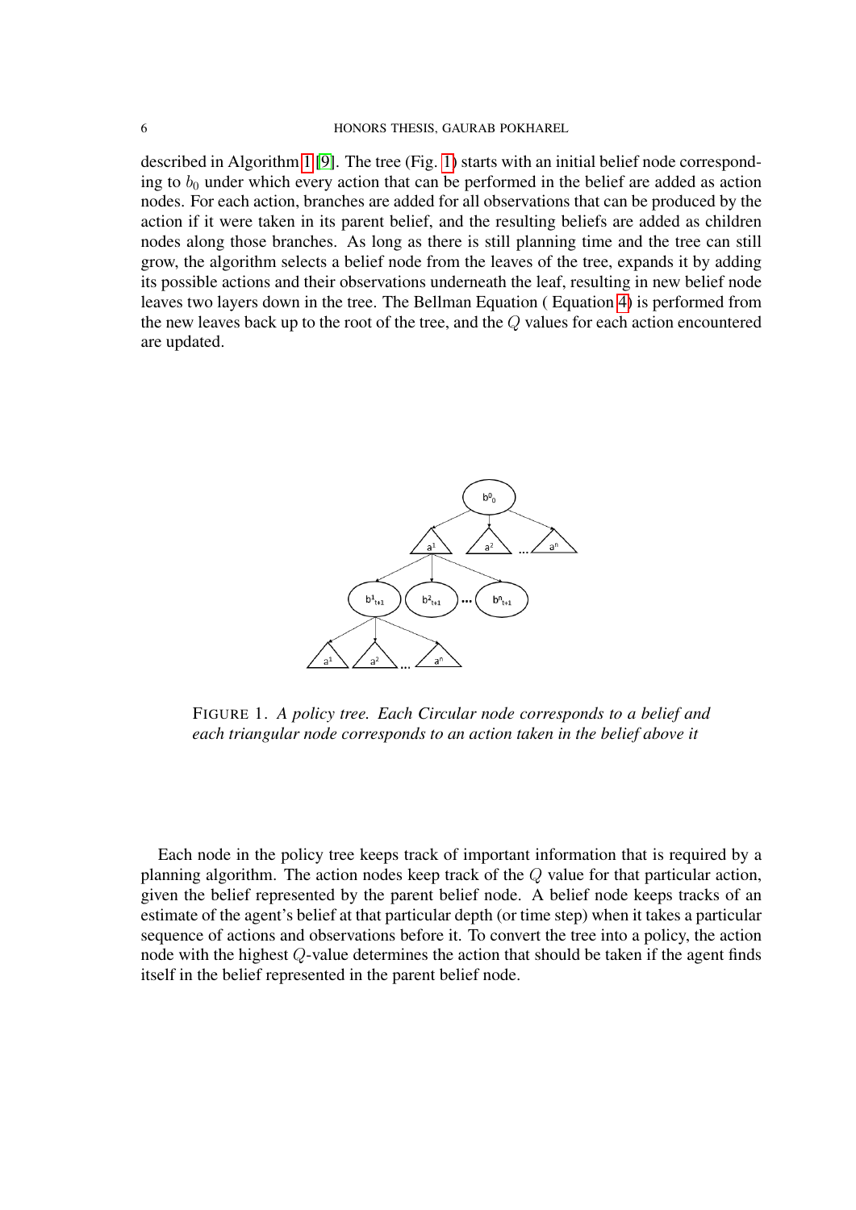described in Algorithm 1 [9]. The tree (Fig. 1) starts with an initial belief node corresponding to $b_0$ under which every action that can be performed in the belief are added as action nodes. For each action, branches are added for all observations that can be produced by the action if it were taken in its parent belief, and the resulting beliefs are added as children nodes along those branches. As long as there is still planning time and the tree can still grow, the algorithm selects a belief node from the leaves of the tree, expands it by adding its possible actions and their observations underneath the leaf, resulting in new belief node leaves two layers down in the tree. The Bellman Equation ( Equation 4) is performed from the new leaves back up to the root of the tree, and the $Q$ values for each action encountered are updated.

FIGURE 1. *A policy tree. Each Circular node corresponds to a belief and each triangular node corresponds to an action taken in the belief above it*

Each node in the policy tree keeps track of important information that is required by a planning algorithm. The action nodes keep track of the $Q$ value for that particular action, given the belief represented by the parent belief node. A belief node keeps tracks of an estimate of the agent's belief at that particular depth (or time step) when it takes a particular sequence of actions and observations before it. To convert the tree into a policy, the action node with the highest $Q$-value determines the action that should be taken if the agent finds itself in the belief represented in the parent belief node.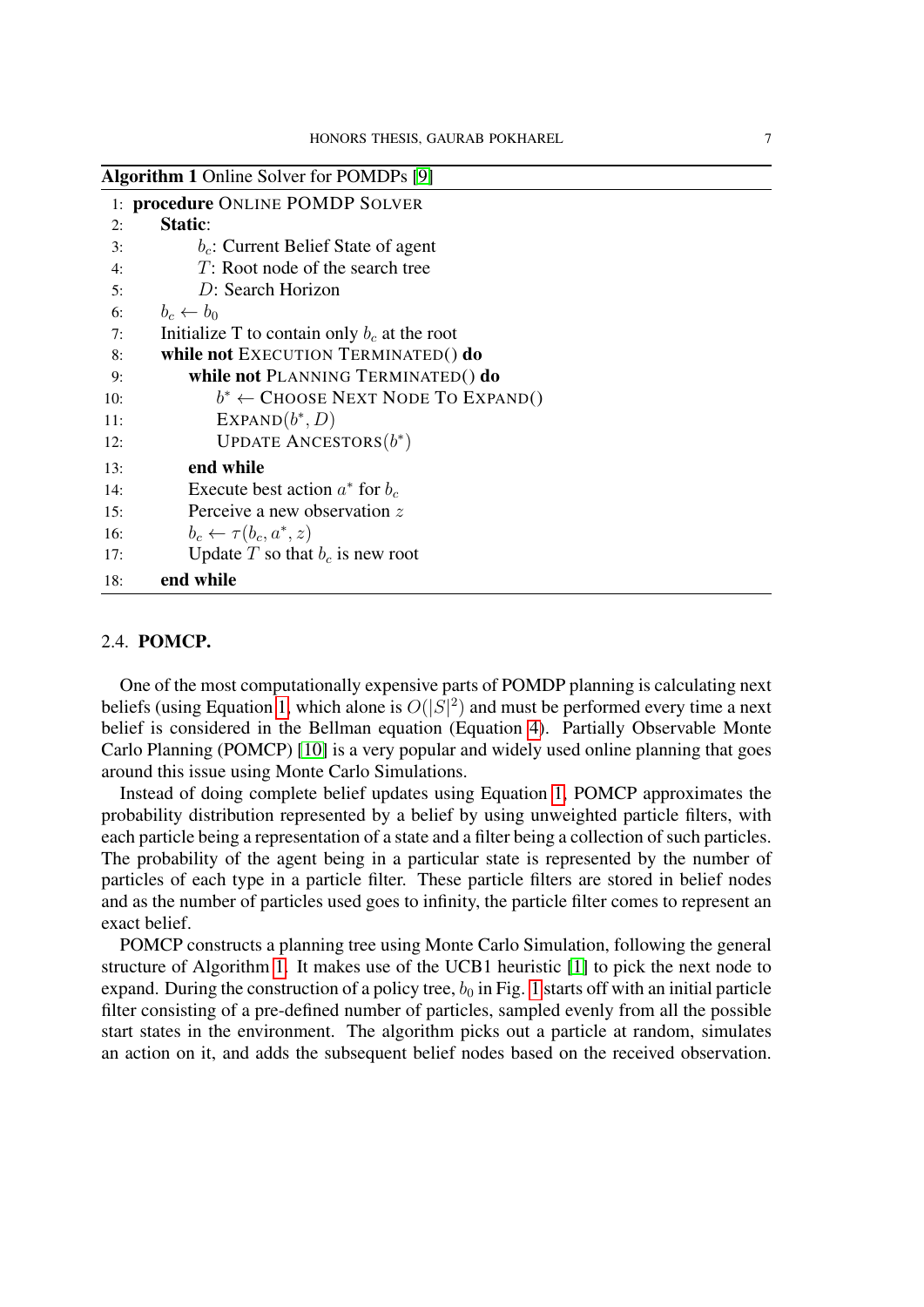**Algorithm 1** Online Solver for POMDPs [9]

```
 1: procedure ONLINE POMDP SOLVER
 2:     Static:
 3:         b_c: Current Belief State of agent
 4:         T: Root node of the search tree
 5:         D: Search Horizon
 6:     b_c ← b_0
 7:     Initialize T to contain only b_c at the root
 8:     while not EXECUTION TERMINATED() do
 9:         while not PLANNING TERMINATED() do
10:             b* ← CHOOSE NEXT NODE TO EXPAND()
11:             EXPAND(b*, D)
12:             UPDATE ANCESTORS(b*)
13:         end while
14:         Execute best action a* for b_c
15:         Perceive a new observation z
16:         b_c ← τ(b_c, a*, z)
17:         Update T so that b_c is new root
18:     end while
```

### 2.4. POMCP.

One of the most computationally expensive parts of POMDP planning is calculating next beliefs (using Equation 1, which alone is $O(|S|^2)$ and must be performed every time a next belief is considered in the Bellman equation (Equation 4). Partially Observable Monte Carlo Planning (POMCP) [10] is a very popular and widely used online planning that goes around this issue using Monte Carlo Simulations.

Instead of doing complete belief updates using Equation 1, POMCP approximates the probability distribution represented by a belief by using unweighted particle filters, with each particle being a representation of a state and a filter being a collection of such particles. The probability of the agent being in a particular state is represented by the number of particles of each type in a particle filter. These particle filters are stored in belief nodes and as the number of particles used goes to infinity, the particle filter comes to represent an exact belief.

POMCP constructs a planning tree using Monte Carlo Simulation, following the general structure of Algorithm 1. It makes use of the UCB1 heuristic [1] to pick the next node to expand. During the construction of a policy tree, $b_0$ in Fig. 1 starts off with an initial particle filter consisting of a pre-defined number of particles, sampled evenly from all the possible start states in the environment. The algorithm picks out a particle at random, simulates an action on it, and adds the subsequent belief nodes based on the received observation.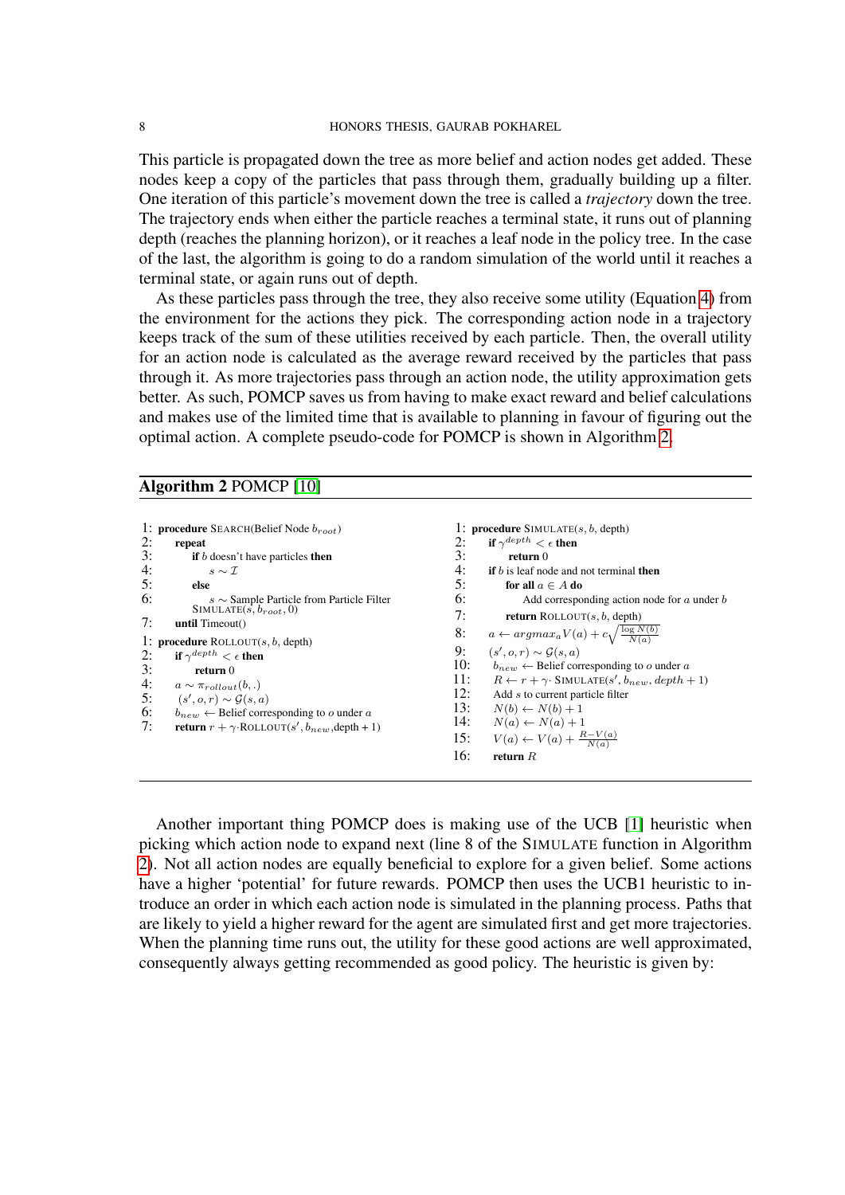This particle is propagated down the tree as more belief and action nodes get added. These nodes keep a copy of the particles that pass through them, gradually building up a filter. One iteration of this particle's movement down the tree is called a *trajectory* down the tree. The trajectory ends when either the particle reaches a terminal state, it runs out of planning depth (reaches the planning horizon), or it reaches a leaf node in the policy tree. In the case of the last, the algorithm is going to do a random simulation of the world until it reaches a terminal state, or again runs out of depth.

As these particles pass through the tree, they also receive some utility (Equation 4) from the environment for the actions they pick. The corresponding action node in a trajectory keeps track of the sum of these utilities received by each particle. Then, the overall utility for an action node is calculated as the average reward received by the particles that pass through it. As more trajectories pass through an action node, the utility approximation gets better. As such, POMCP saves us from having to make exact reward and belief calculations and makes use of the limited time that is available to planning in favour of figuring out the optimal action. A complete pseudo-code for POMCP is shown in Algorithm 2.

**Algorithm 2** POMCP [10]

```
1: procedure SEARCH(Belief Node b_root)
2:     repeat
3:         if b doesn't have particles then
4:             s ~ I
5:         else
6:             s ~ Sample Particle from Particle Filter
           SIMULATE(s, b_root, 0)
7:     until Timeout()

1: procedure ROLLOUT(s, b, depth)
2:     if γ^depth < ε then
3:         return 0
4:     a ~ π_rollout(b, .)
5:     (s', o, r) ~ G(s, a)
6:     b_new ← Belief corresponding to o under a
7:     return r + γ·ROLLOUT(s', b_new, depth + 1)

1: procedure SIMULATE(s, b, depth)
2:     if γ^depth < ε then
3:         return 0
4:     if b is leaf node and not terminal then
5:         for all a ∈ A do
6:             Add corresponding action node for a under b
7:         return ROLLOUT(s, b, depth)
8:     a ← argmax_a V(a) + c·sqrt(log N(b) / N(a))
9:     (s', o, r) ~ G(s, a)
10:    b_new ← Belief corresponding to o under a
11:    R ← r + γ· SIMULATE(s', b_new, depth + 1)
12:    Add s to current particle filter
13:    N(b) ← N(b) + 1
14:    N(a) ← N(a) + 1
15:    V(a) ← V(a) + (R − V(a)) / N(a)
16:    return R
```

Another important thing POMCP does is making use of the UCB [1] heuristic when picking which action node to expand next (line 8 of the SIMULATE function in Algorithm 2). Not all action nodes are equally beneficial to explore for a given belief. Some actions have a higher 'potential' for future rewards. POMCP then uses the UCB1 heuristic to introduce an order in which each action node is simulated in the planning process. Paths that are likely to yield a higher reward for the agent are simulated first and get more trajectories. When the planning time runs out, the utility for these good actions are well approximated, consequently always getting recommended as good policy. The heuristic is given by: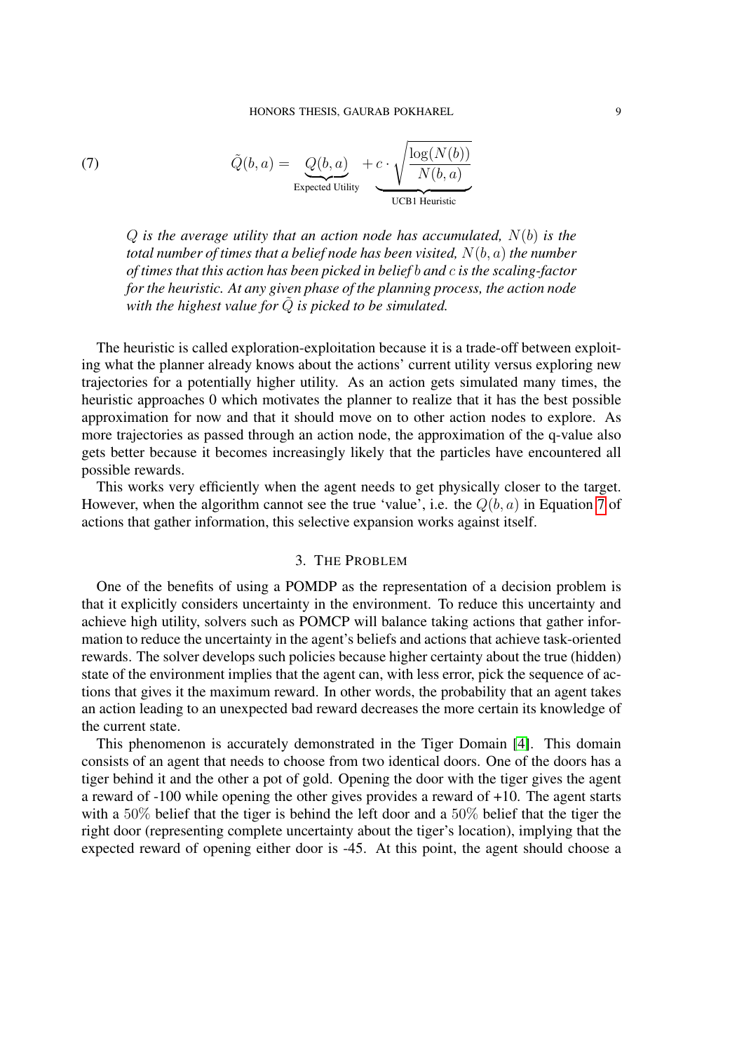$$\tilde{Q}(b,a) = \underbrace{Q(b,a)}_{\text{Expected Utility}} + \underbrace{c \cdot \sqrt{\frac{\log(N(b))}{N(b,a)}}}_{\text{UCB1 Heuristic}} \tag{7}$$

*$Q$ is the average utility that an action node has accumulated, $N(b)$ is the total number of times that a belief node has been visited, $N(b,a)$ the number of times that this action has been picked in belief $b$ and $c$ is the scaling-factor for the heuristic. At any given phase of the planning process, the action node with the highest value for $\tilde{Q}$ is picked to be simulated.*

The heuristic is called exploration-exploitation because it is a trade-off between exploiting what the planner already knows about the actions' current utility versus exploring new trajectories for a potentially higher utility. As an action gets simulated many times, the heuristic approaches 0 which motivates the planner to realize that it has the best possible approximation for now and that it should move on to other action nodes to explore. As more trajectories as passed through an action node, the approximation of the q-value also gets better because it becomes increasingly likely that the particles have encountered all possible rewards.

This works very efficiently when the agent needs to get physically closer to the target. However, when the algorithm cannot see the true 'value', i.e. the $Q(b,a)$ in Equation 7 of actions that gather information, this selective expansion works against itself.

## 3. The Problem

One of the benefits of using a POMDP as the representation of a decision problem is that it explicitly considers uncertainty in the environment. To reduce this uncertainty and achieve high utility, solvers such as POMCP will balance taking actions that gather information to reduce the uncertainty in the agent's beliefs and actions that achieve task-oriented rewards. The solver develops such policies because higher certainty about the true (hidden) state of the environment implies that the agent can, with less error, pick the sequence of actions that gives it the maximum reward. In other words, the probability that an agent takes an action leading to an unexpected bad reward decreases the more certain its knowledge of the current state.

This phenomenon is accurately demonstrated in the Tiger Domain [4]. This domain consists of an agent that needs to choose from two identical doors. One of the doors has a tiger behind it and the other a pot of gold. Opening the door with the tiger gives the agent a reward of -100 while opening the other gives provides a reward of +10. The agent starts with a $50\%$ belief that the tiger is behind the left door and a $50\%$ belief that the tiger the right door (representing complete uncertainty about the tiger's location), implying that the expected reward of opening either door is -45. At this point, the agent should choose a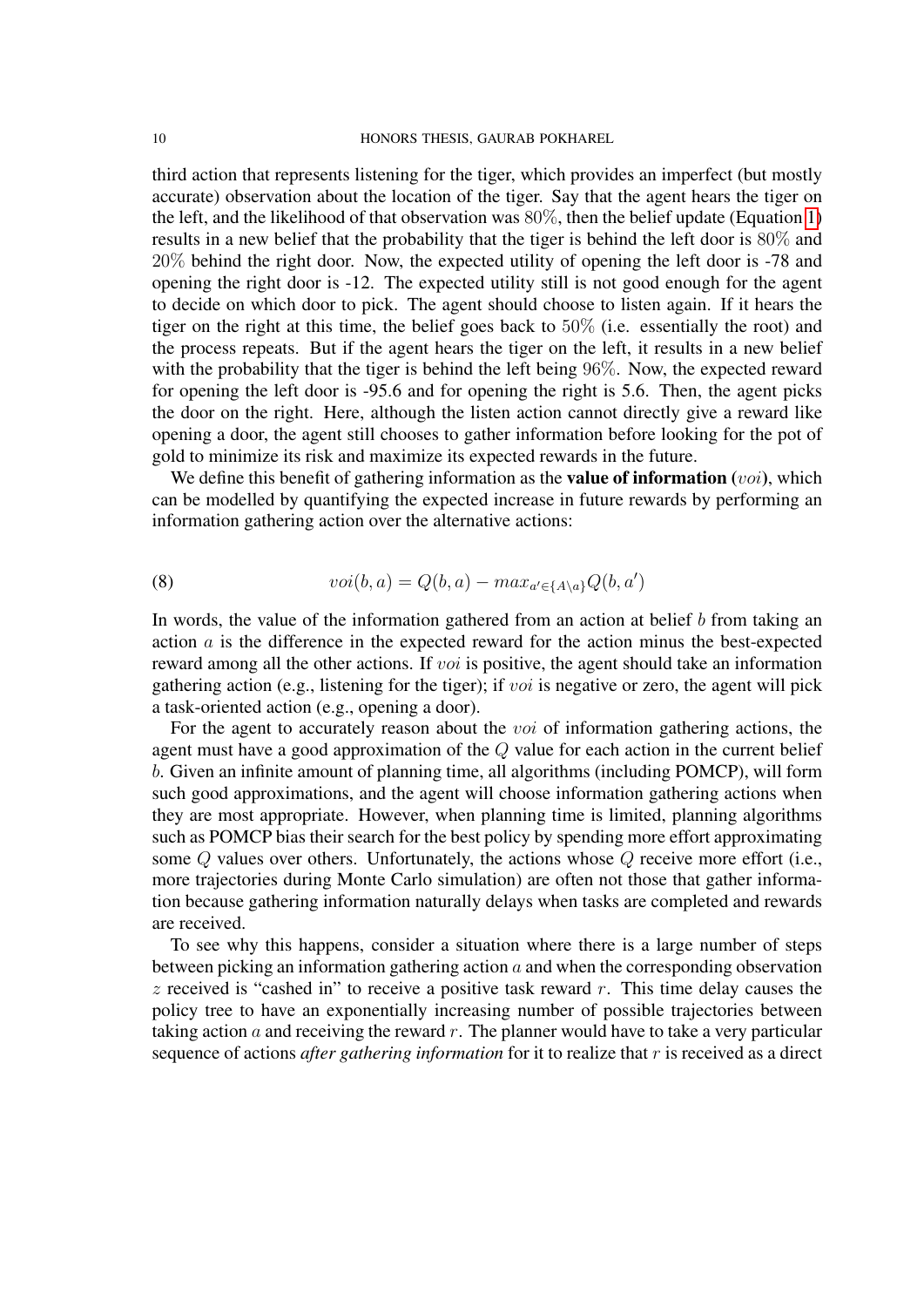third action that represents listening for the tiger, which provides an imperfect (but mostly accurate) observation about the location of the tiger. Say that the agent hears the tiger on the left, and the likelihood of that observation was $80\%$, then the belief update (Equation 1) results in a new belief that the probability that the tiger is behind the left door is $80\%$ and $20\%$ behind the right door. Now, the expected utility of opening the left door is -78 and opening the right door is -12. The expected utility still is not good enough for the agent to decide on which door to pick. The agent should choose to listen again. If it hears the tiger on the right at this time, the belief goes back to $50\%$ (i.e. essentially the root) and the process repeats. But if the agent hears the tiger on the left, it results in a new belief with the probability that the tiger is behind the left being $96\%$. Now, the expected reward for opening the left door is -95.6 and for opening the right is 5.6. Then, the agent picks the door on the right. Here, although the listen action cannot directly give a reward like opening a door, the agent still chooses to gather information before looking for the pot of gold to minimize its risk and maximize its expected rewards in the future.

We define this benefit of gathering information as the **value of information ($voi$)**, which can be modelled by quantifying the expected increase in future rewards by performing an information gathering action over the alternative actions:

$$voi(b, a) = Q(b, a) - max_{a' \in \{A \setminus a\}} Q(b, a') \tag{8}$$

In words, the value of the information gathered from an action at belief $b$ from taking an action $a$ is the difference in the expected reward for the action minus the best-expected reward among all the other actions. If $voi$ is positive, the agent should take an information gathering action (e.g., listening for the tiger); if $voi$ is negative or zero, the agent will pick a task-oriented action (e.g., opening a door).

For the agent to accurately reason about the $voi$ of information gathering actions, the agent must have a good approximation of the $Q$ value for each action in the current belief $b$. Given an infinite amount of planning time, all algorithms (including POMCP), will form such good approximations, and the agent will choose information gathering actions when they are most appropriate. However, when planning time is limited, planning algorithms such as POMCP bias their search for the best policy by spending more effort approximating some $Q$ values over others. Unfortunately, the actions whose $Q$ receive more effort (i.e., more trajectories during Monte Carlo simulation) are often not those that gather information because gathering information naturally delays when tasks are completed and rewards are received.

To see why this happens, consider a situation where there is a large number of steps between picking an information gathering action $a$ and when the corresponding observation $z$ received is "cashed in" to receive a positive task reward $r$. This time delay causes the policy tree to have an exponentially increasing number of possible trajectories between taking action $a$ and receiving the reward $r$. The planner would have to take a very particular sequence of actions *after gathering information* for it to realize that $r$ is received as a direct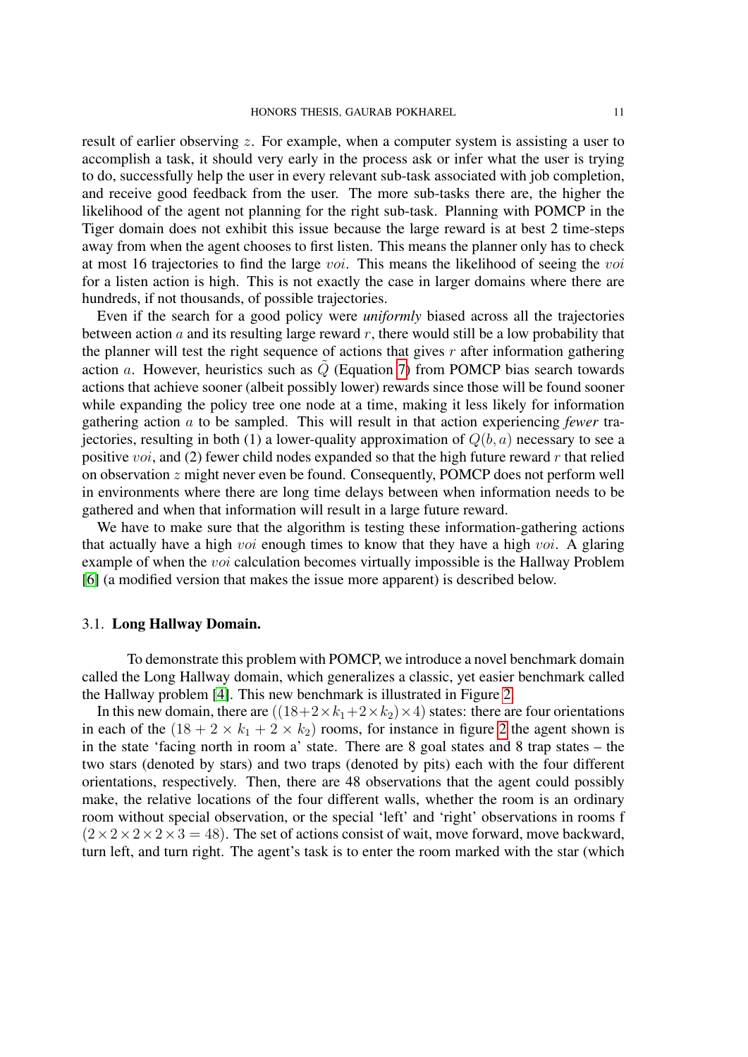result of earlier observing $z$. For example, when a computer system is assisting a user to accomplish a task, it should very early in the process ask or infer what the user is trying to do, successfully help the user in every relevant sub-task associated with job completion, and receive good feedback from the user. The more sub-tasks there are, the higher the likelihood of the agent not planning for the right sub-task. Planning with POMCP in the Tiger domain does not exhibit this issue because the large reward is at best 2 time-steps away from when the agent chooses to first listen. This means the planner only has to check at most 16 trajectories to find the large $voi$. This means the likelihood of seeing the $voi$ for a listen action is high. This is not exactly the case in larger domains where there are hundreds, if not thousands, of possible trajectories.

Even if the search for a good policy were *uniformly* biased across all the trajectories between action $a$ and its resulting large reward $r$, there would still be a low probability that the planner will test the right sequence of actions that gives $r$ after information gathering action $a$. However, heuristics such as $\tilde{Q}$ (Equation 7) from POMCP bias search towards actions that achieve sooner (albeit possibly lower) rewards since those will be found sooner while expanding the policy tree one node at a time, making it less likely for information gathering action $a$ to be sampled. This will result in that action experiencing *fewer* trajectories, resulting in both (1) a lower-quality approximation of $Q(b, a)$ necessary to see a positive $voi$, and (2) fewer child nodes expanded so that the high future reward $r$ that relied on observation $z$ might never even be found. Consequently, POMCP does not perform well in environments where there are long time delays between when information needs to be gathered and when that information will result in a large future reward.

We have to make sure that the algorithm is testing these information-gathering actions that actually have a high $voi$ enough times to know that they have a high $voi$. A glaring example of when the $voi$ calculation becomes virtually impossible is the Hallway Problem [6] (a modified version that makes the issue more apparent) is described below.

### 3.1. **Long Hallway Domain.**

To demonstrate this problem with POMCP, we introduce a novel benchmark domain called the Long Hallway domain, which generalizes a classic, yet easier benchmark called the Hallway problem [4]. This new benchmark is illustrated in Figure 2.

In this new domain, there are $((18+2\times k_1+2\times k_2)\times 4)$ states: there are four orientations in each of the $(18 + 2 \times k_1 + 2 \times k_2)$ rooms, for instance in figure 2 the agent shown is in the state 'facing north in room a' state. There are 8 goal states and 8 trap states – the two stars (denoted by stars) and two traps (denoted by pits) each with the four different orientations, respectively. Then, there are 48 observations that the agent could possibly make, the relative locations of the four different walls, whether the room is an ordinary room without special observation, or the special 'left' and 'right' observations in rooms f $(2\times 2\times 2\times 2\times 3 = 48)$. The set of actions consist of wait, move forward, move backward, turn left, and turn right. The agent's task is to enter the room marked with the star (which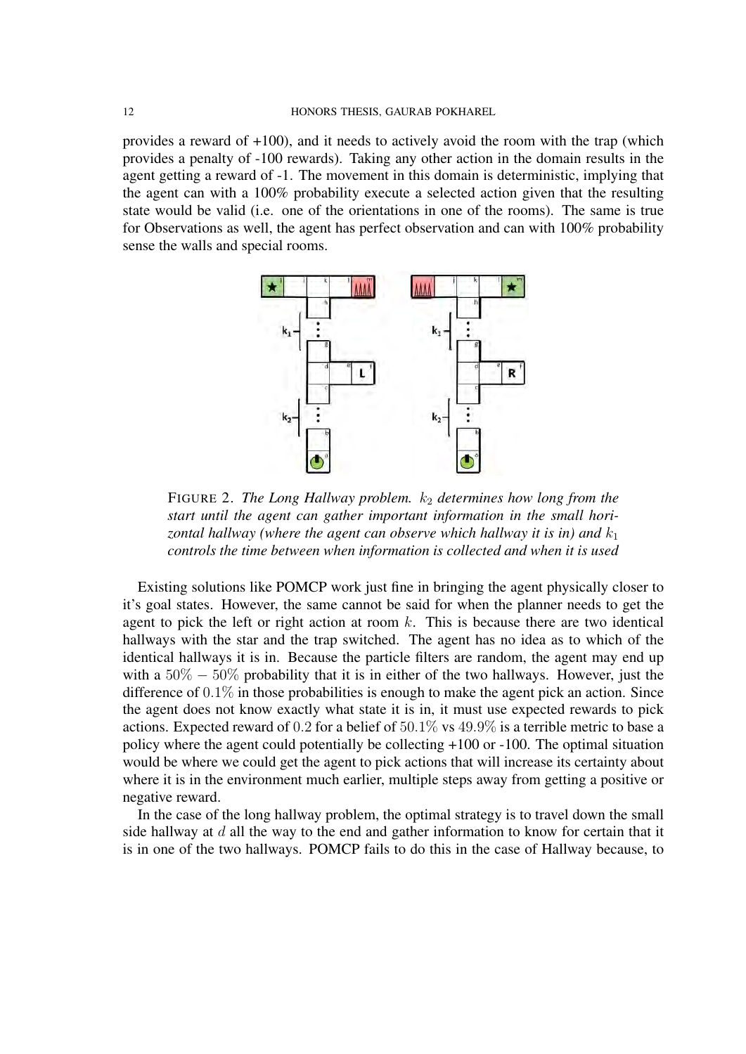provides a reward of +100), and it needs to actively avoid the room with the trap (which provides a penalty of -100 rewards). Taking any other action in the domain results in the agent getting a reward of -1. The movement in this domain is deterministic, implying that the agent can with a 100% probability execute a selected action given that the resulting state would be valid (i.e. one of the orientations in one of the rooms). The same is true for Observations as well, the agent has perfect observation and can with 100% probability sense the walls and special rooms.

FIGURE 2. *The Long Hallway problem. $k_2$ determines how long from the start until the agent can gather important information in the small horizontal hallway (where the agent can observe which hallway it is in) and $k_1$ controls the time between when information is collected and when it is used*

Existing solutions like POMCP work just fine in bringing the agent physically closer to it's goal states. However, the same cannot be said for when the planner needs to get the agent to pick the left or right action at room $k$. This is because there are two identical hallways with the star and the trap switched. The agent has no idea as to which of the identical hallways it is in. Because the particle filters are random, the agent may end up with a $50\% - 50\%$ probability that it is in either of the two hallways. However, just the difference of $0.1\%$ in those probabilities is enough to make the agent pick an action. Since the agent does not know exactly what state it is in, it must use expected rewards to pick actions. Expected reward of $0.2$ for a belief of $50.1\%$ vs $49.9\%$ is a terrible metric to base a policy where the agent could potentially be collecting +100 or -100. The optimal situation would be where we could get the agent to pick actions that will increase its certainty about where it is in the environment much earlier, multiple steps away from getting a positive or negative reward.

In the case of the long hallway problem, the optimal strategy is to travel down the small side hallway at $d$ all the way to the end and gather information to know for certain that it is in one of the two hallways. POMCP fails to do this in the case of Hallway because, to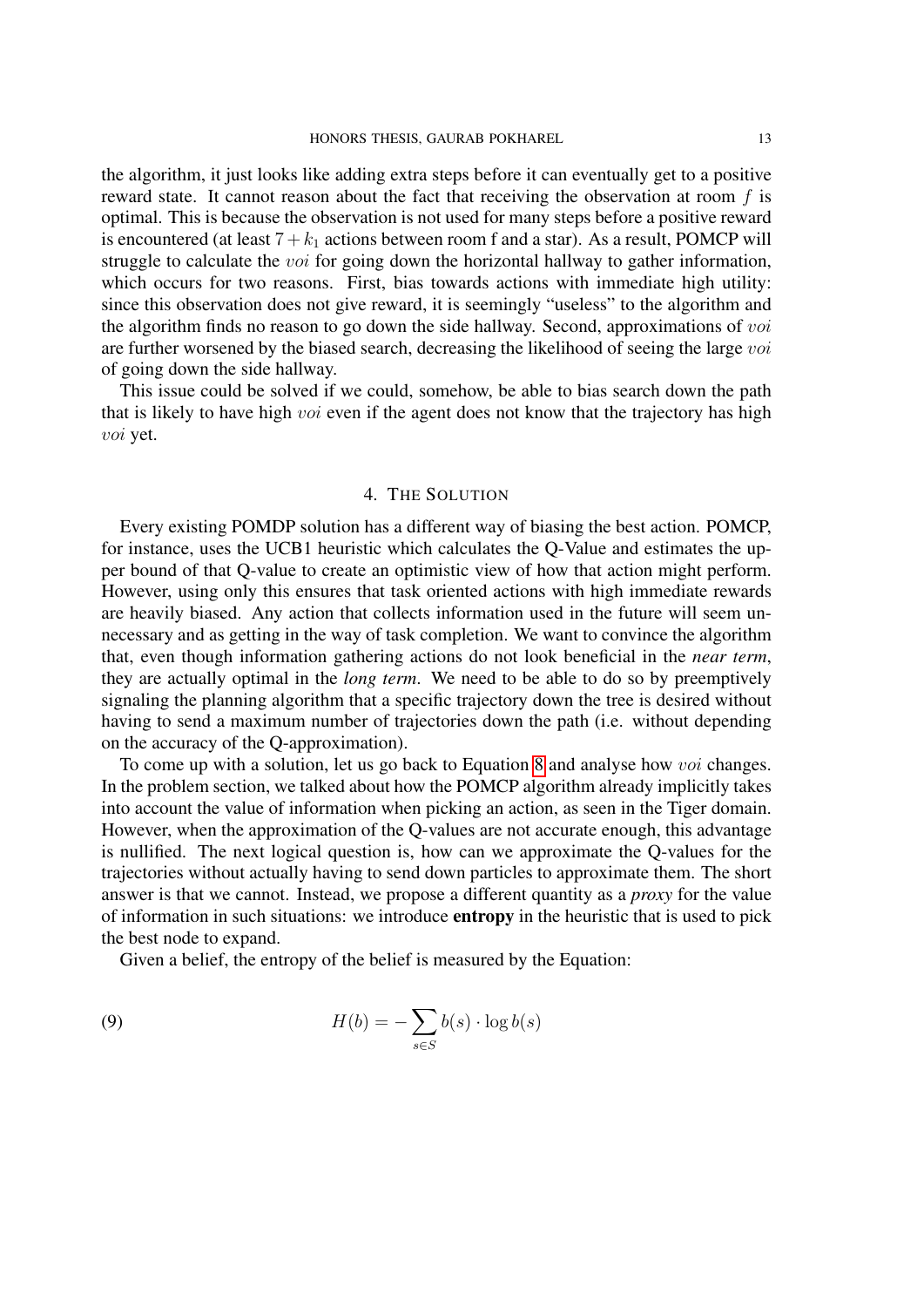the algorithm, it just looks like adding extra steps before it can eventually get to a positive reward state. It cannot reason about the fact that receiving the observation at room $f$ is optimal. This is because the observation is not used for many steps before a positive reward is encountered (at least $7 + k_1$ actions between room f and a star). As a result, POMCP will struggle to calculate the $voi$ for going down the horizontal hallway to gather information, which occurs for two reasons. First, bias towards actions with immediate high utility: since this observation does not give reward, it is seemingly "useless" to the algorithm and the algorithm finds no reason to go down the side hallway. Second, approximations of $voi$ are further worsened by the biased search, decreasing the likelihood of seeing the large $voi$ of going down the side hallway.

This issue could be solved if we could, somehow, be able to bias search down the path that is likely to have high $voi$ even if the agent does not know that the trajectory has high $voi$ yet.

## 4. The Solution

Every existing POMDP solution has a different way of biasing the best action. POMCP, for instance, uses the UCB1 heuristic which calculates the Q-Value and estimates the upper bound of that Q-value to create an optimistic view of how that action might perform. However, using only this ensures that task oriented actions with high immediate rewards are heavily biased. Any action that collects information used in the future will seem unnecessary and as getting in the way of task completion. We want to convince the algorithm that, even though information gathering actions do not look beneficial in the *near term*, they are actually optimal in the *long term*. We need to be able to do so by preemptively signaling the planning algorithm that a specific trajectory down the tree is desired without having to send a maximum number of trajectories down the path (i.e. without depending on the accuracy of the Q-approximation).

To come up with a solution, let us go back to Equation 8 and analyse how $voi$ changes. In the problem section, we talked about how the POMCP algorithm already implicitly takes into account the value of information when picking an action, as seen in the Tiger domain. However, when the approximation of the Q-values are not accurate enough, this advantage is nullified. The next logical question is, how can we approximate the Q-values for the trajectories without actually having to send down particles to approximate them. The short answer is that we cannot. Instead, we propose a different quantity as a *proxy* for the value of information in such situations: we introduce **entropy** in the heuristic that is used to pick the best node to expand.

Given a belief, the entropy of the belief is measured by the Equation:

$$H(b) = -\sum_{s \in S} b(s) \cdot \log b(s) \tag{9}$$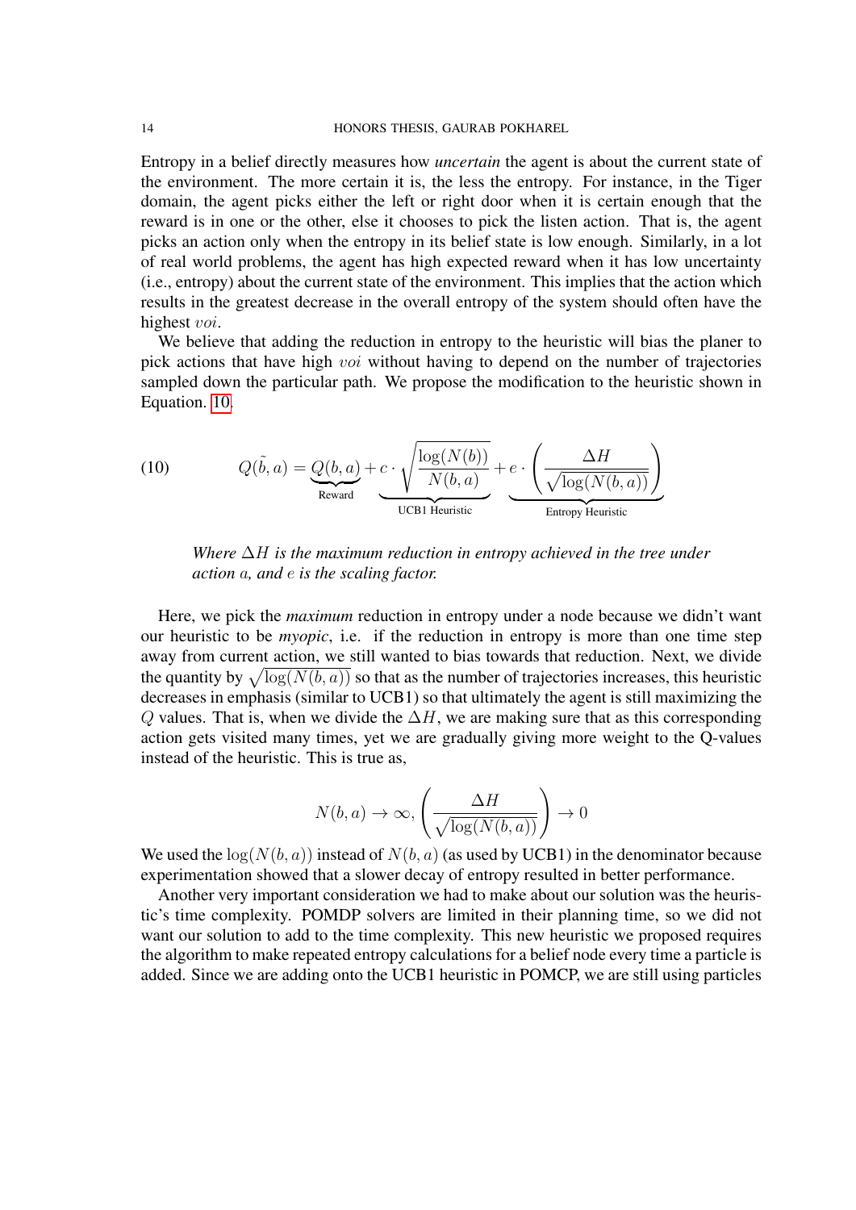Entropy in a belief directly measures how *uncertain* the agent is about the current state of the environment. The more certain it is, the less the entropy. For instance, in the Tiger domain, the agent picks either the left or right door when it is certain enough that the reward is in one or the other, else it chooses to pick the listen action. That is, the agent picks an action only when the entropy in its belief state is low enough. Similarly, in a lot of real world problems, the agent has high expected reward when it has low uncertainty (i.e., entropy) about the current state of the environment. This implies that the action which results in the greatest decrease in the overall entropy of the system should often have the highest $voi$.

We believe that adding the reduction in entropy to the heuristic will bias the planer to pick actions that have high $voi$ without having to depend on the number of trajectories sampled down the particular path. We propose the modification to the heuristic shown in Equation. 10.

$$Q(\tilde{b}, a) = \underbrace{Q(b, a)}_{\text{Reward}} + \underbrace{c \cdot \sqrt{\frac{\log(N(b))}{N(b, a)}}}_{\text{UCB1 Heuristic}} + \underbrace{e \cdot \left(\frac{\Delta H}{\sqrt{\log(N(b, a))}}\right)}_{\text{Entropy Heuristic}} \tag{10}$$

*Where $\Delta H$ is the maximum reduction in entropy achieved in the tree under action $a$, and $e$ is the scaling factor.*

Here, we pick the *maximum* reduction in entropy under a node because we didn't want our heuristic to be *myopic*, i.e. if the reduction in entropy is more than one time step away from current action, we still wanted to bias towards that reduction. Next, we divide the quantity by $\sqrt{\log(N(b, a))}$ so that as the number of trajectories increases, this heuristic decreases in emphasis (similar to UCB1) so that ultimately the agent is still maximizing the $Q$ values. That is, when we divide the $\Delta H$, we are making sure that as this corresponding action gets visited many times, yet we are gradually giving more weight to the Q-values instead of the heuristic. This is true as,

$$N(b, a) \to \infty, \left(\frac{\Delta H}{\sqrt{\log(N(b, a))}}\right) \to 0$$

We used the $\log(N(b, a))$ instead of $N(b, a)$ (as used by UCB1) in the denominator because experimentation showed that a slower decay of entropy resulted in better performance.

Another very important consideration we had to make about our solution was the heuristic's time complexity. POMDP solvers are limited in their planning time, so we did not want our solution to add to the time complexity. This new heuristic we proposed requires the algorithm to make repeated entropy calculations for a belief node every time a particle is added. Since we are adding onto the UCB1 heuristic in POMCP, we are still using particles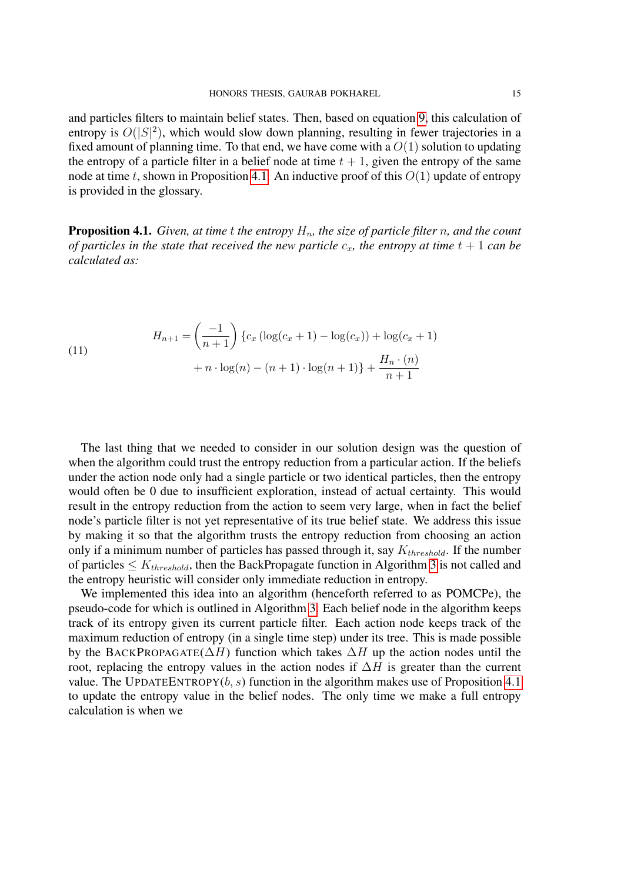and particles filters to maintain belief states. Then, based on equation 9, this calculation of entropy is $O(|S|^2)$, which would slow down planning, resulting in fewer trajectories in a fixed amount of planning time. To that end, we have come with a $O(1)$ solution to updating the entropy of a particle filter in a belief node at time $t+1$, given the entropy of the same node at time $t$, shown in Proposition 4.1. An inductive proof of this $O(1)$ update of entropy is provided in the glossary.

**Proposition 4.1.** *Given, at time $t$ the entropy $H_n$, the size of particle filter $n$, and the count of particles in the state that received the new particle $c_x$, the entropy at time $t+1$ can be calculated as:*

$$
\begin{aligned}
H_{n+1} = \left(\frac{-1}{n+1}\right) \{ & c_x \left(\log(c_x+1) - \log(c_x)\right) + \log(c_x+1) \\
& + n \cdot \log(n) - (n+1) \cdot \log(n+1)\} + \frac{H_n \cdot (n)}{n+1}
\end{aligned}
\tag{11}
$$

The last thing that we needed to consider in our solution design was the question of when the algorithm could trust the entropy reduction from a particular action. If the beliefs under the action node only had a single particle or two identical particles, then the entropy would often be 0 due to insufficient exploration, instead of actual certainty. This would result in the entropy reduction from the action to seem very large, when in fact the belief node's particle filter is not yet representative of its true belief state. We address this issue by making it so that the algorithm trusts the entropy reduction from choosing an action only if a minimum number of particles has passed through it, say $K_{threshold}$. If the number of particles $\leq K_{threshold}$, then the BackPropagate function in Algorithm 3 is not called and the entropy heuristic will consider only immediate reduction in entropy.

We implemented this idea into an algorithm (henceforth referred to as POMCPe), the pseudo-code for which is outlined in Algorithm 3. Each belief node in the algorithm keeps track of its entropy given its current particle filter. Each action node keeps track of the maximum reduction of entropy (in a single time step) under its tree. This is made possible by the BACKPROPAGATE($\Delta H$) function which takes $\Delta H$ up the action nodes until the root, replacing the entropy values in the action nodes if $\Delta H$ is greater than the current value. The UPDATEENTROPY($b, s$) function in the algorithm makes use of Proposition 4.1 to update the entropy value in the belief nodes. The only time we make a full entropy calculation is when we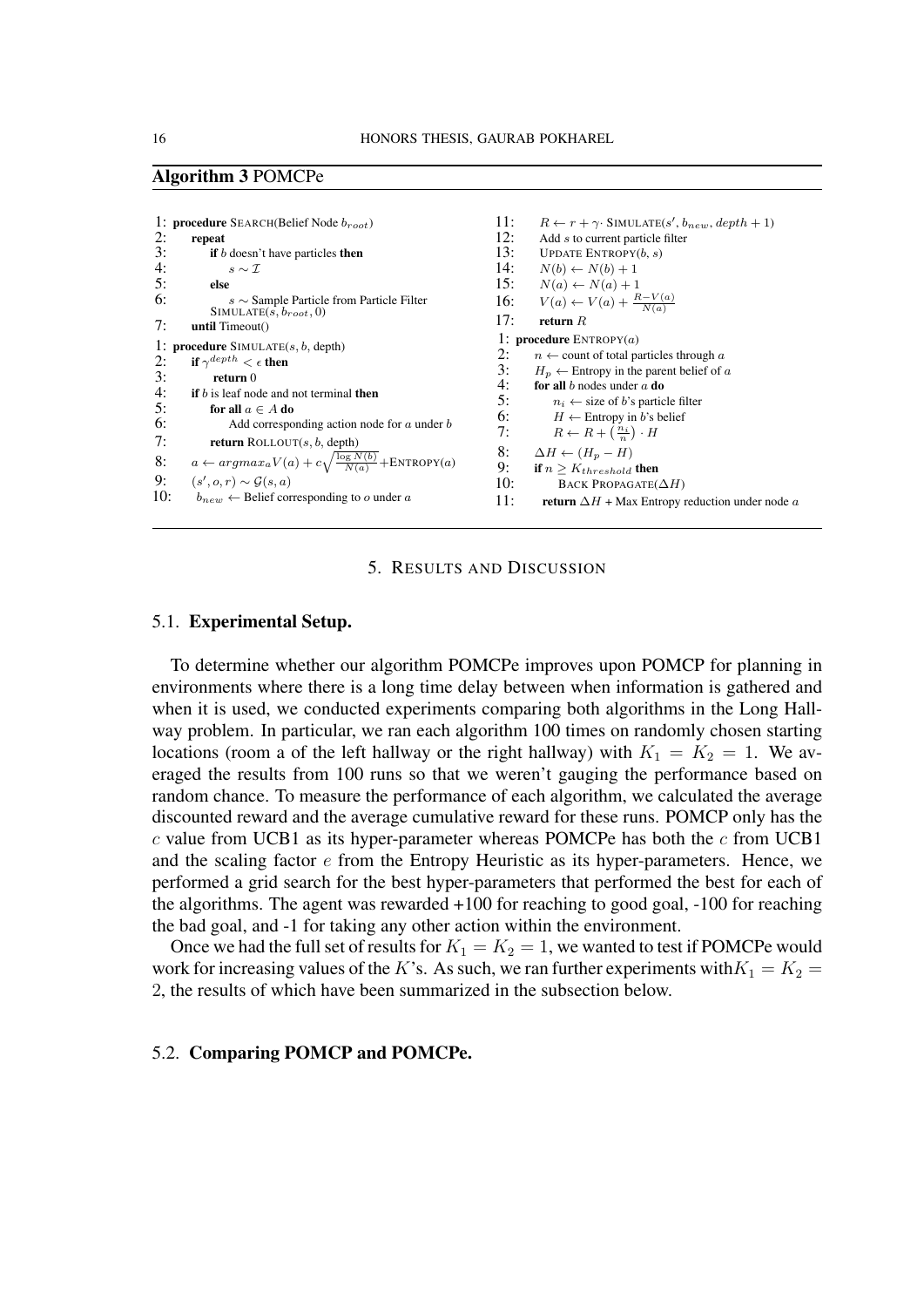**Algorithm 3** POMCPe

```
1: procedure SEARCH(Belief Node b_root)
2:     repeat
3:         if b doesn't have particles then
4:             s ~ I
5:         else
6:             s ~ Sample Particle from Particle Filter
           SIMULATE(s, b_root, 0)
7:     until Timeout()

1: procedure SIMULATE(s, b, depth)
2:     if γ^depth < ε then
3:         return 0
4:     if b is leaf node and not terminal then
5:         for all a ∈ A do
6:             Add corresponding action node for a under b
7:         return ROLLOUT(s, b, depth)
8:     a ← argmax_a V(a) + c·sqrt(log N(b) / N(a)) + ENTROPY(a)
9:     (s', o, r) ~ G(s, a)
10:    b_new ← Belief corresponding to o under a
11:    R ← r + γ· SIMULATE(s', b_new, depth + 1)
12:    Add s to current particle filter
13:    UPDATE ENTROPY(b, s)
14:    N(b) ← N(b) + 1
15:    N(a) ← N(a) + 1
16:    V(a) ← V(a) + (R − V(a)) / N(a)
17:    return R

1: procedure ENTROPY(a)
2:     n ← count of total particles through a
3:     H_p ← Entropy in the parent belief of a
4:     for all b nodes under a do
5:         n_i ← size of b's particle filter
6:         H ← Entropy in b's belief
7:         R ← R + (n_i / n) · H
8:     ΔH ← (H_p − H)
9:     if n ≥ K_threshold then
10:        BACK PROPAGATE(ΔH)
11:    return ΔH + Max Entropy reduction under node a
```

## 5. Results and Discussion

### 5.1. **Experimental Setup.**

To determine whether our algorithm POMCPe improves upon POMCP for planning in environments where there is a long time delay between when information is gathered and when it is used, we conducted experiments comparing both algorithms in the Long Hallway problem. In particular, we ran each algorithm 100 times on randomly chosen starting locations (room a of the left hallway or the right hallway) with $K_1 = K_2 = 1$. We averaged the results from 100 runs so that we weren't gauging the performance based on random chance. To measure the performance of each algorithm, we calculated the average discounted reward and the average cumulative reward for these runs. POMCP only has the $c$ value from UCB1 as its hyper-parameter whereas POMCPe has both the $c$ from UCB1 and the scaling factor $e$ from the Entropy Heuristic as its hyper-parameters. Hence, we performed a grid search for the best hyper-parameters that performed the best for each of the algorithms. The agent was rewarded +100 for reaching to good goal, -100 for reaching the bad goal, and -1 for taking any other action within the environment.

Once we had the full set of results for $K_1 = K_2 = 1$, we wanted to test if POMCPe would work for increasing values of the $K$'s. As such, we ran further experiments with$K_1 = K_2 = 2$, the results of which have been summarized in the subsection below.

### 5.2. **Comparing POMCP and POMCPe.**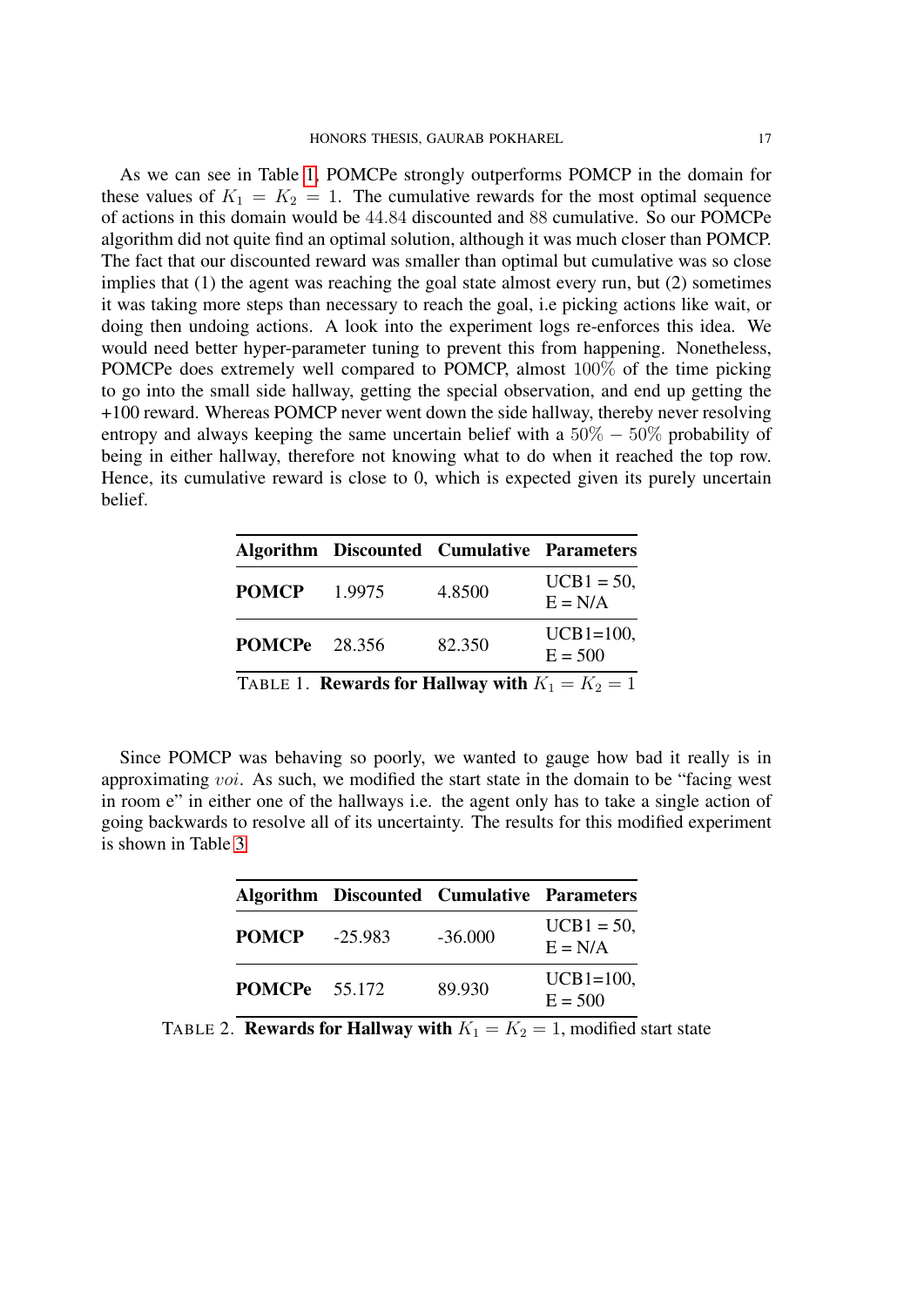As we can see in Table 1, POMCPe strongly outperforms POMCP in the domain for these values of $K_1 = K_2 = 1$. The cumulative rewards for the most optimal sequence of actions in this domain would be $44.84$ discounted and $88$ cumulative. So our POMCPe algorithm did not quite find an optimal solution, although it was much closer than POMCP. The fact that our discounted reward was smaller than optimal but cumulative was so close implies that (1) the agent was reaching the goal state almost every run, but (2) sometimes it was taking more steps than necessary to reach the goal, i.e picking actions like wait, or doing then undoing actions. A look into the experiment logs re-enforces this idea. We would need better hyper-parameter tuning to prevent this from happening. Nonetheless, POMCPe does extremely well compared to POMCP, almost $100\%$ of the time picking to go into the small side hallway, getting the special observation, and end up getting the +100 reward. Whereas POMCP never went down the side hallway, thereby never resolving entropy and always keeping the same uncertain belief with a $50\% - 50\%$ probability of being in either hallway, therefore not knowing what to do when it reached the top row. Hence, its cumulative reward is close to 0, which is expected given its purely uncertain belief.

| Algorithm | Discounted | Cumulative | Parameters |
|---|---|---|---|
| **POMCP** | 1.9975 | 4.8500 | UCB1 = 50, E = N/A |
| **POMCPe** | 28.356 | 82.350 | UCB1=100, E = 500 |

TABLE 1. **Rewards for Hallway with** $K_1 = K_2 = 1$

Since POMCP was behaving so poorly, we wanted to gauge how bad it really is in approximating $voi$. As such, we modified the start state in the domain to be "facing west in room e" in either one of the hallways i.e. the agent only has to take a single action of going backwards to resolve all of its uncertainty. The results for this modified experiment is shown in Table 3

| Algorithm | Discounted | Cumulative | Parameters |
|---|---|---|---|
| **POMCP** | -25.983 | -36.000 | UCB1 = 50, E = N/A |
| **POMCPe** | 55.172 | 89.930 | UCB1=100, E = 500 |

TABLE 2. **Rewards for Hallway with** $K_1 = K_2 = 1$, modified start state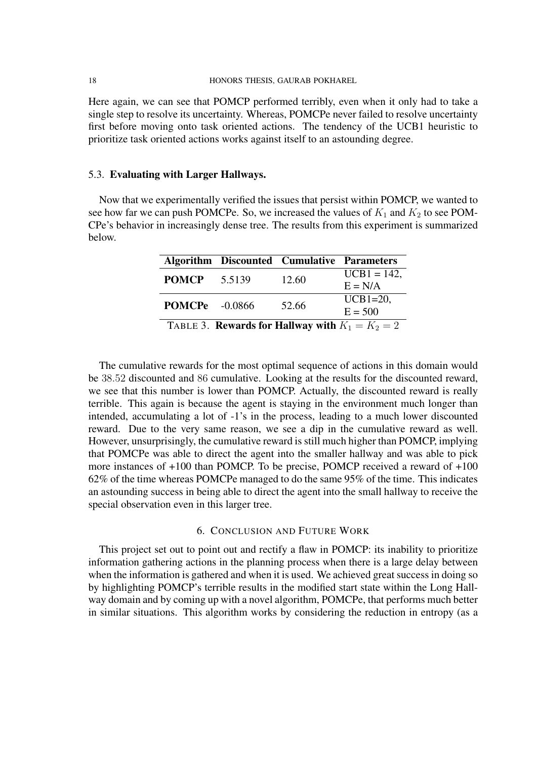Here again, we can see that POMCP performed terribly, even when it only had to take a single step to resolve its uncertainty. Whereas, POMCPe never failed to resolve uncertainty first before moving onto task oriented actions. The tendency of the UCB1 heuristic to prioritize task oriented actions works against itself to an astounding degree.

### 5.3. **Evaluating with Larger Hallways.**

Now that we experimentally verified the issues that persist within POMCP, we wanted to see how far we can push POMCPe. So, we increased the values of $K_1$ and $K_2$ to see POMCPe's behavior in increasingly dense tree. The results from this experiment is summarized below.

| **Algorithm** | **Discounted** | **Cumulative** | **Parameters** |
|---|---|---|---|
| **POMCP** | 5.5139 | 12.60 | UCB1 = 142, E = N/A |
| **POMCPe** | -0.0866 | 52.66 | UCB1=20, E = 500 |

TABLE 3. **Rewards for Hallway with** $K_1 = K_2 = 2$

The cumulative rewards for the most optimal sequence of actions in this domain would be $38.52$ discounted and $86$ cumulative. Looking at the results for the discounted reward, we see that this number is lower than POMCP. Actually, the discounted reward is really terrible. This again is because the agent is staying in the environment much longer than intended, accumulating a lot of -1's in the process, leading to a much lower discounted reward. Due to the very same reason, we see a dip in the cumulative reward as well. However, unsurprisingly, the cumulative reward is still much higher than POMCP, implying that POMCPe was able to direct the agent into the smaller hallway and was able to pick more instances of +100 than POMCP. To be precise, POMCP received a reward of +100 62% of the time whereas POMCPe managed to do the same 95% of the time. This indicates an astounding success in being able to direct the agent into the small hallway to receive the special observation even in this larger tree.

## 6. Conclusion and Future Work

This project set out to point out and rectify a flaw in POMCP: its inability to prioritize information gathering actions in the planning process when there is a large delay between when the information is gathered and when it is used. We achieved great success in doing so by highlighting POMCP's terrible results in the modified start state within the Long Hallway domain and by coming up with a novel algorithm, POMCPe, that performs much better in similar situations. This algorithm works by considering the reduction in entropy (as a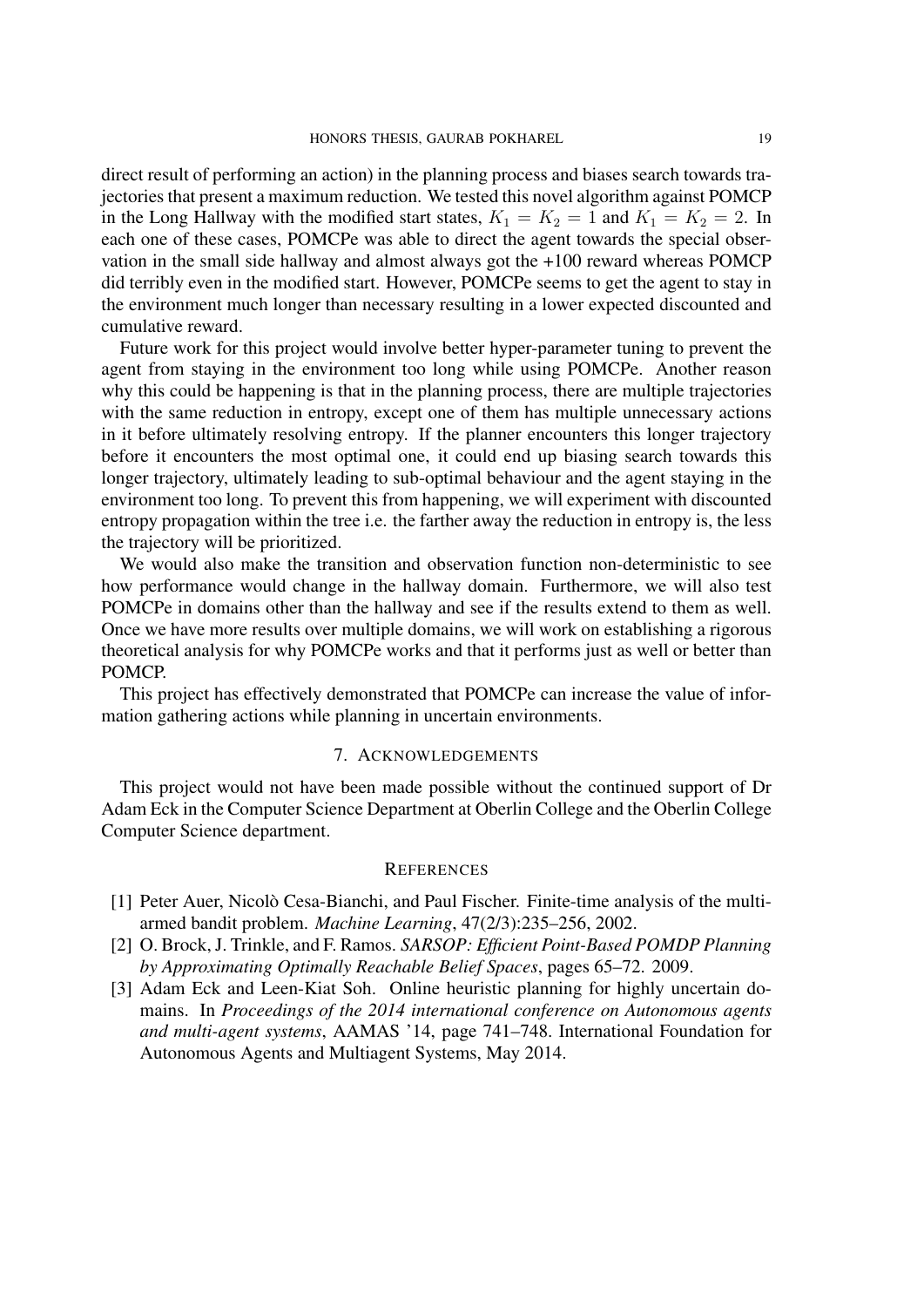direct result of performing an action) in the planning process and biases search towards trajectories that present a maximum reduction. We tested this novel algorithm against POMCP in the Long Hallway with the modified start states, $K_1 = K_2 = 1$ and $K_1 = K_2 = 2$. In each one of these cases, POMCPe was able to direct the agent towards the special observation in the small side hallway and almost always got the +100 reward whereas POMCP did terribly even in the modified start. However, POMCPe seems to get the agent to stay in the environment much longer than necessary resulting in a lower expected discounted and cumulative reward.

Future work for this project would involve better hyper-parameter tuning to prevent the agent from staying in the environment too long while using POMCPe. Another reason why this could be happening is that in the planning process, there are multiple trajectories with the same reduction in entropy, except one of them has multiple unnecessary actions in it before ultimately resolving entropy. If the planner encounters this longer trajectory before it encounters the most optimal one, it could end up biasing search towards this longer trajectory, ultimately leading to sub-optimal behaviour and the agent staying in the environment too long. To prevent this from happening, we will experiment with discounted entropy propagation within the tree i.e. the farther away the reduction in entropy is, the less the trajectory will be prioritized.

We would also make the transition and observation function non-deterministic to see how performance would change in the hallway domain. Furthermore, we will also test POMCPe in domains other than the hallway and see if the results extend to them as well. Once we have more results over multiple domains, we will work on establishing a rigorous theoretical analysis for why POMCPe works and that it performs just as well or better than POMCP.

This project has effectively demonstrated that POMCPe can increase the value of information gathering actions while planning in uncertain environments.

## 7. Acknowledgements

This project would not have been made possible without the continued support of Dr Adam Eck in the Computer Science Department at Oberlin College and the Oberlin College Computer Science department.

## References

[1] Peter Auer, Nicolò Cesa-Bianchi, and Paul Fischer. Finite-time analysis of the multiarmed bandit problem. *Machine Learning*, 47(2/3):235–256, 2002.

[2] O. Brock, J. Trinkle, and F. Ramos. *SARSOP: Efficient Point-Based POMDP Planning by Approximating Optimally Reachable Belief Spaces*, pages 65–72. 2009.

[3] Adam Eck and Leen-Kiat Soh. Online heuristic planning for highly uncertain domains. In *Proceedings of the 2014 international conference on Autonomous agents and multi-agent systems*, AAMAS '14, page 741–748. International Foundation for Autonomous Agents and Multiagent Systems, May 2014.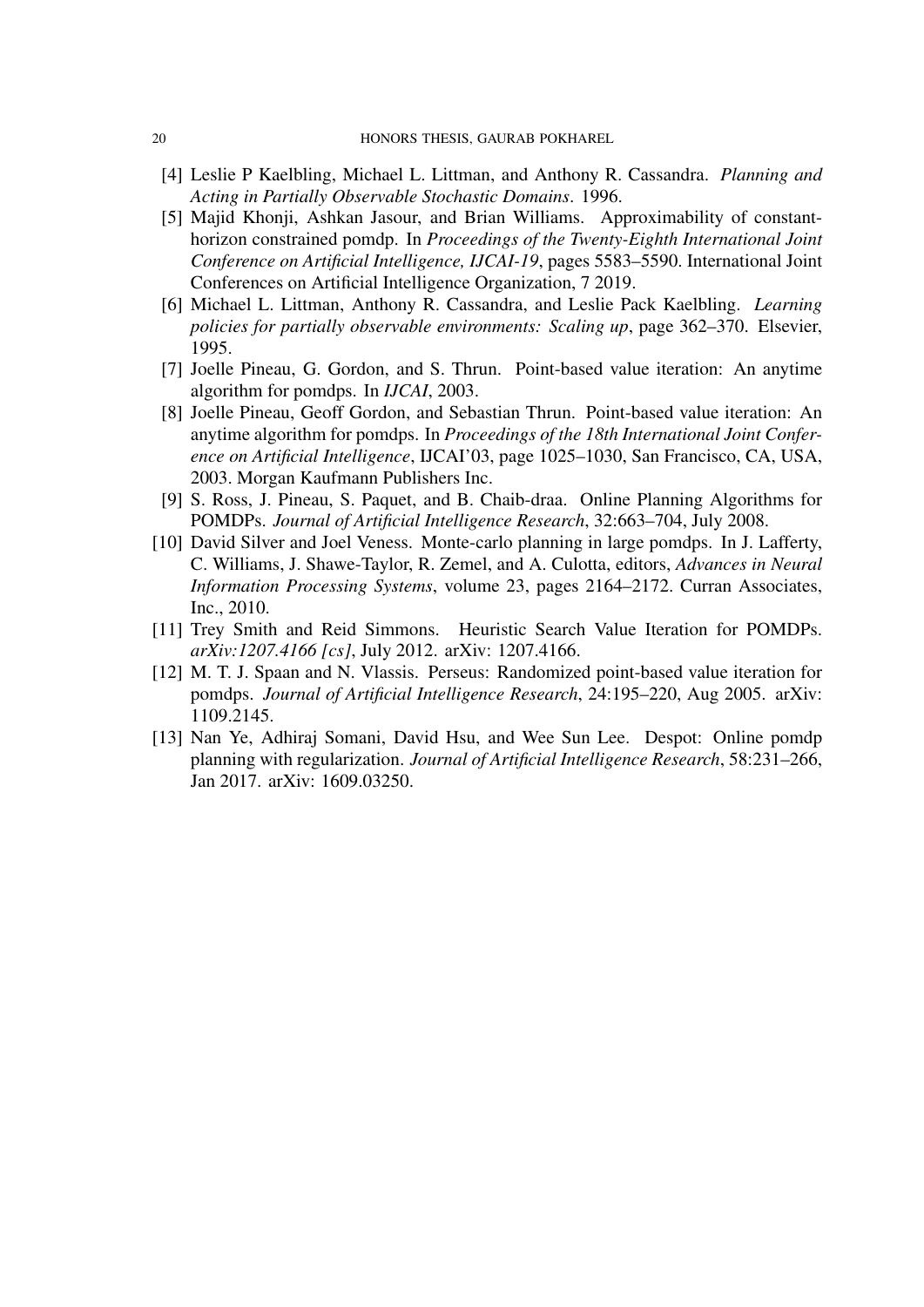[4] Leslie P Kaelbling, Michael L. Littman, and Anthony R. Cassandra. *Planning and Acting in Partially Observable Stochastic Domains*. 1996.

[5] Majid Khonji, Ashkan Jasour, and Brian Williams. Approximability of constant-horizon constrained pomdp. In *Proceedings of the Twenty-Eighth International Joint Conference on Artificial Intelligence, IJCAI-19*, pages 5583–5590. International Joint Conferences on Artificial Intelligence Organization, 7 2019.

[6] Michael L. Littman, Anthony R. Cassandra, and Leslie Pack Kaelbling. *Learning policies for partially observable environments: Scaling up*, page 362–370. Elsevier, 1995.

[7] Joelle Pineau, G. Gordon, and S. Thrun. Point-based value iteration: An anytime algorithm for pomdps. In *IJCAI*, 2003.

[8] Joelle Pineau, Geoff Gordon, and Sebastian Thrun. Point-based value iteration: An anytime algorithm for pomdps. In *Proceedings of the 18th International Joint Conference on Artificial Intelligence*, IJCAI'03, page 1025–1030, San Francisco, CA, USA, 2003. Morgan Kaufmann Publishers Inc.

[9] S. Ross, J. Pineau, S. Paquet, and B. Chaib-draa. Online Planning Algorithms for POMDPs. *Journal of Artificial Intelligence Research*, 32:663–704, July 2008.

[10] David Silver and Joel Veness. Monte-carlo planning in large pomdps. In J. Lafferty, C. Williams, J. Shawe-Taylor, R. Zemel, and A. Culotta, editors, *Advances in Neural Information Processing Systems*, volume 23, pages 2164–2172. Curran Associates, Inc., 2010.

[11] Trey Smith and Reid Simmons. Heuristic Search Value Iteration for POMDPs. *arXiv:1207.4166 [cs]*, July 2012. arXiv: 1207.4166.

[12] M. T. J. Spaan and N. Vlassis. Perseus: Randomized point-based value iteration for pomdps. *Journal of Artificial Intelligence Research*, 24:195–220, Aug 2005. arXiv: 1109.2145.

[13] Nan Ye, Adhiraj Somani, David Hsu, and Wee Sun Lee. Despot: Online pomdp planning with regularization. *Journal of Artificial Intelligence Research*, 58:231–266, Jan 2017. arXiv: 1609.03250.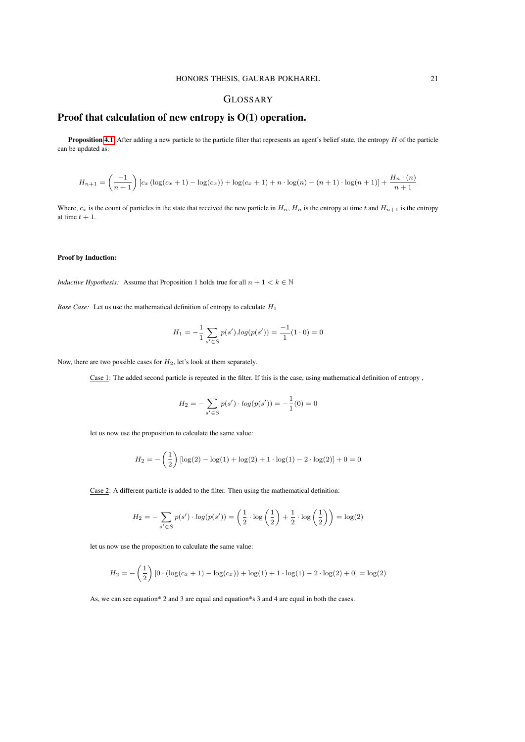# GLOSSARY

## Proof that calculation of new entropy is O(1) operation.

**Proposition 4.1** After adding a new particle to the particle filter that represents an agent's belief state, the entropy $H$ of the particle can be updated as:

$$H_{n+1} = \left(\frac{-1}{n+1}\right)\left[c_x\left(\log(c_x+1) - \log(c_x)\right) + \log(c_x+1) + n \cdot \log(n) - (n+1)\cdot\log(n+1)\right] + \frac{H_n \cdot (n)}{n+1}$$

Where, $c_x$ is the count of particles in the state that received the new particle in $H_n$, $H_n$ is the entropy at time $t$ and $H_{n+1}$ is the entropy at time $t+1$.

**Proof by Induction:**

*Inductive Hypothesis:* Assume that Proposition 1 holds true for all $n + 1 < k \in \mathbb{N}$

*Base Case:* Let us use the mathematical definition of entropy to calculate $H_1$

$$H_1 = -\frac{1}{1}\sum_{s' \in S} p(s').log(p(s')) = \frac{-1}{1}(1 \cdot 0) = 0$$

Now, there are two possible cases for $H_2$, let's look at them separately.

Case 1: The added second particle is repeated in the filter. If this is the case, using mathematical definition of entropy ,

$$H_2 = -\sum_{s' \in S} p(s') \cdot log(p(s')) = -\frac{1}{1}(0) = 0$$

let us now use the proposition to calculate the same value:

$$H_2 = -\left(\frac{1}{2}\right)\left[\log(2) - \log(1) + \log(2) + 1 \cdot \log(1) - 2 \cdot \log(2)\right] + 0 = 0$$

Case 2: A different particle is added to the filter. Then using the mathematical definition:

$$H_2 = -\sum_{s' \in S} p(s') \cdot log(p(s')) = \left(\frac{1}{2} \cdot \log\left(\frac{1}{2}\right) + \frac{1}{2} \cdot \log\left(\frac{1}{2}\right)\right) = \log(2)$$

let us now use the proposition to calculate the same value:

$$H_2 = -\left(\frac{1}{2}\right)\left[0 \cdot (\log(c_x+1) - \log(c_x)) + \log(1) + 1 \cdot \log(1) - 2 \cdot \log(2) + 0\right] = \log(2)$$

As, we can see equation* 2 and 3 are equal and equation*s 3 and 4 are equal in both the cases.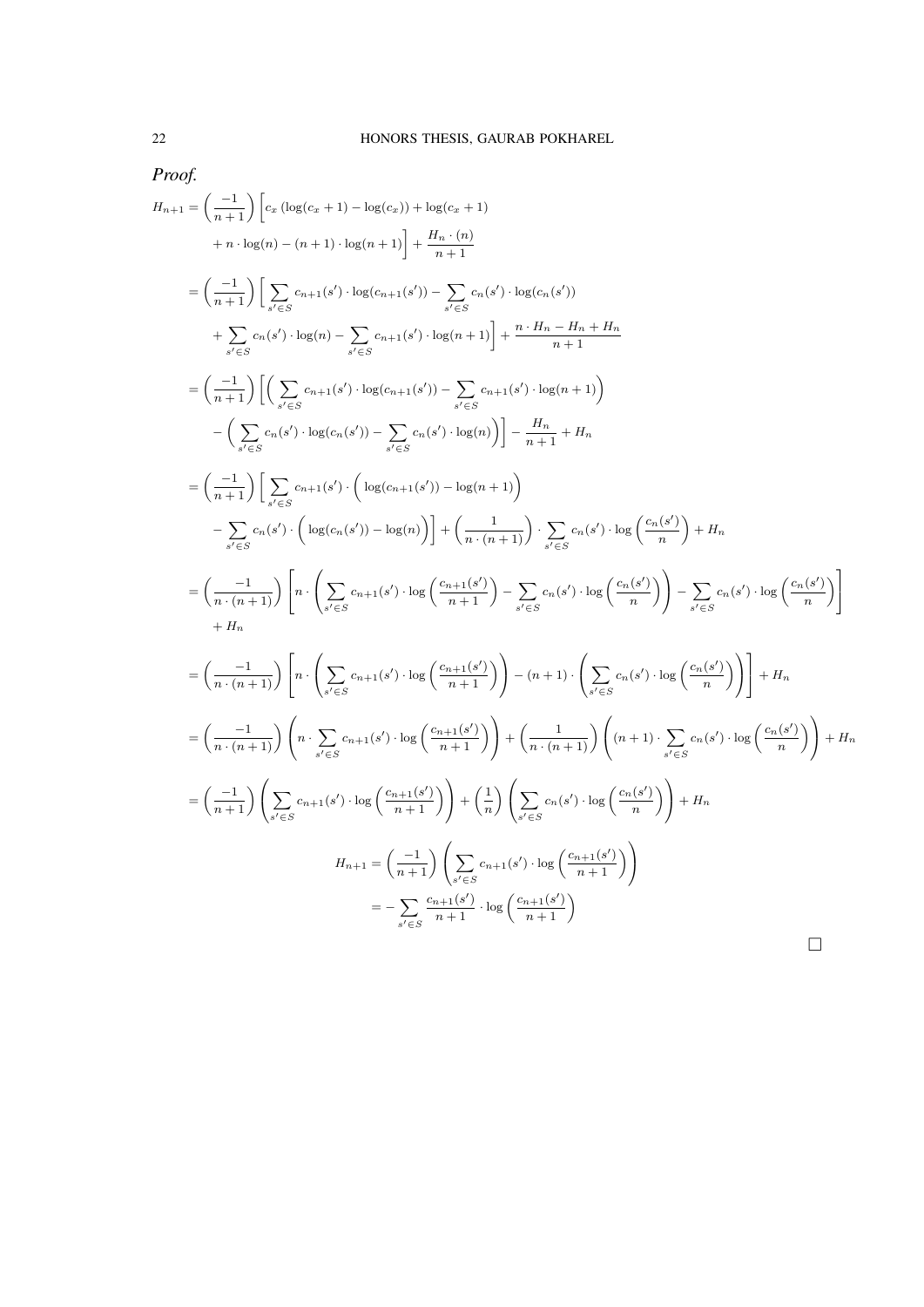*Proof.*

$$
\begin{aligned}
H_{n+1} &= \left(\frac{-1}{n+1}\right)\bigg[c_x\left(\log(c_x+1)-\log(c_x)\right)+\log(c_x+1) \\
&\quad + n\cdot\log(n)-(n+1)\cdot\log(n+1)\bigg] + \frac{H_n\cdot(n)}{n+1} \\
&= \left(\frac{-1}{n+1}\right)\bigg[\sum_{s'\in S} c_{n+1}(s')\cdot\log(c_{n+1}(s')) - \sum_{s'\in S} c_n(s')\cdot\log(c_n(s')) \\
&\quad + \sum_{s'\in S} c_n(s')\cdot\log(n) - \sum_{s'\in S} c_{n+1}(s')\cdot\log(n+1)\bigg] + \frac{n\cdot H_n - H_n + H_n}{n+1} \\
&= \left(\frac{-1}{n+1}\right)\bigg[\Big(\sum_{s'\in S} c_{n+1}(s')\cdot\log(c_{n+1}(s')) - \sum_{s'\in S} c_{n+1}(s')\cdot\log(n+1)\Big) \\
&\quad - \Big(\sum_{s'\in S} c_n(s')\cdot\log(c_n(s')) - \sum_{s'\in S} c_n(s')\cdot\log(n)\Big)\bigg] - \frac{H_n}{n+1} + H_n \\
&= \left(\frac{-1}{n+1}\right)\bigg[\sum_{s'\in S} c_{n+1}(s')\cdot\Big(\log(c_{n+1}(s'))-\log(n+1)\Big) \\
&\quad - \sum_{s'\in S} c_n(s')\cdot\Big(\log(c_n(s'))-\log(n)\Big)\bigg] + \left(\frac{1}{n\cdot(n+1)}\right)\cdot\sum_{s'\in S} c_n(s')\cdot\log\left(\frac{c_n(s')}{n}\right) + H_n \\
&= \left(\frac{-1}{n\cdot(n+1)}\right)\left[n\cdot\left(\sum_{s'\in S} c_{n+1}(s')\cdot\log\left(\frac{c_{n+1}(s')}{n+1}\right) - \sum_{s'\in S} c_n(s')\cdot\log\left(\frac{c_n(s')}{n}\right)\right) - \sum_{s'\in S} c_n(s')\cdot\log\left(\frac{c_n(s')}{n}\right)\right] \\
&\quad + H_n \\
&= \left(\frac{-1}{n\cdot(n+1)}\right)\left[n\cdot\left(\sum_{s'\in S} c_{n+1}(s')\cdot\log\left(\frac{c_{n+1}(s')}{n+1}\right)\right) - (n+1)\cdot\left(\sum_{s'\in S} c_n(s')\cdot\log\left(\frac{c_n(s')}{n}\right)\right)\right] + H_n \\
&= \left(\frac{-1}{n\cdot(n+1)}\right)\left(n\cdot\sum_{s'\in S} c_{n+1}(s')\cdot\log\left(\frac{c_{n+1}(s')}{n+1}\right)\right) + \left(\frac{1}{n\cdot(n+1)}\right)\left((n+1)\cdot\sum_{s'\in S} c_n(s')\cdot\log\left(\frac{c_n(s')}{n}\right)\right) + H_n \\
&= \left(\frac{-1}{n+1}\right)\left(\sum_{s'\in S} c_{n+1}(s')\cdot\log\left(\frac{c_{n+1}(s')}{n+1}\right)\right) + \left(\frac{1}{n}\right)\left(\sum_{s'\in S} c_n(s')\cdot\log\left(\frac{c_n(s')}{n}\right)\right) + H_n
\end{aligned}
$$

$$
\begin{aligned}
H_{n+1} &= \left(\frac{-1}{n+1}\right)\left(\sum_{s'\in S} c_{n+1}(s')\cdot\log\left(\frac{c_{n+1}(s')}{n+1}\right)\right) \\
&= -\sum_{s'\in S}\frac{c_{n+1}(s')}{n+1}\cdot\log\left(\frac{c_{n+1}(s')}{n+1}\right)
\end{aligned}
$$

□